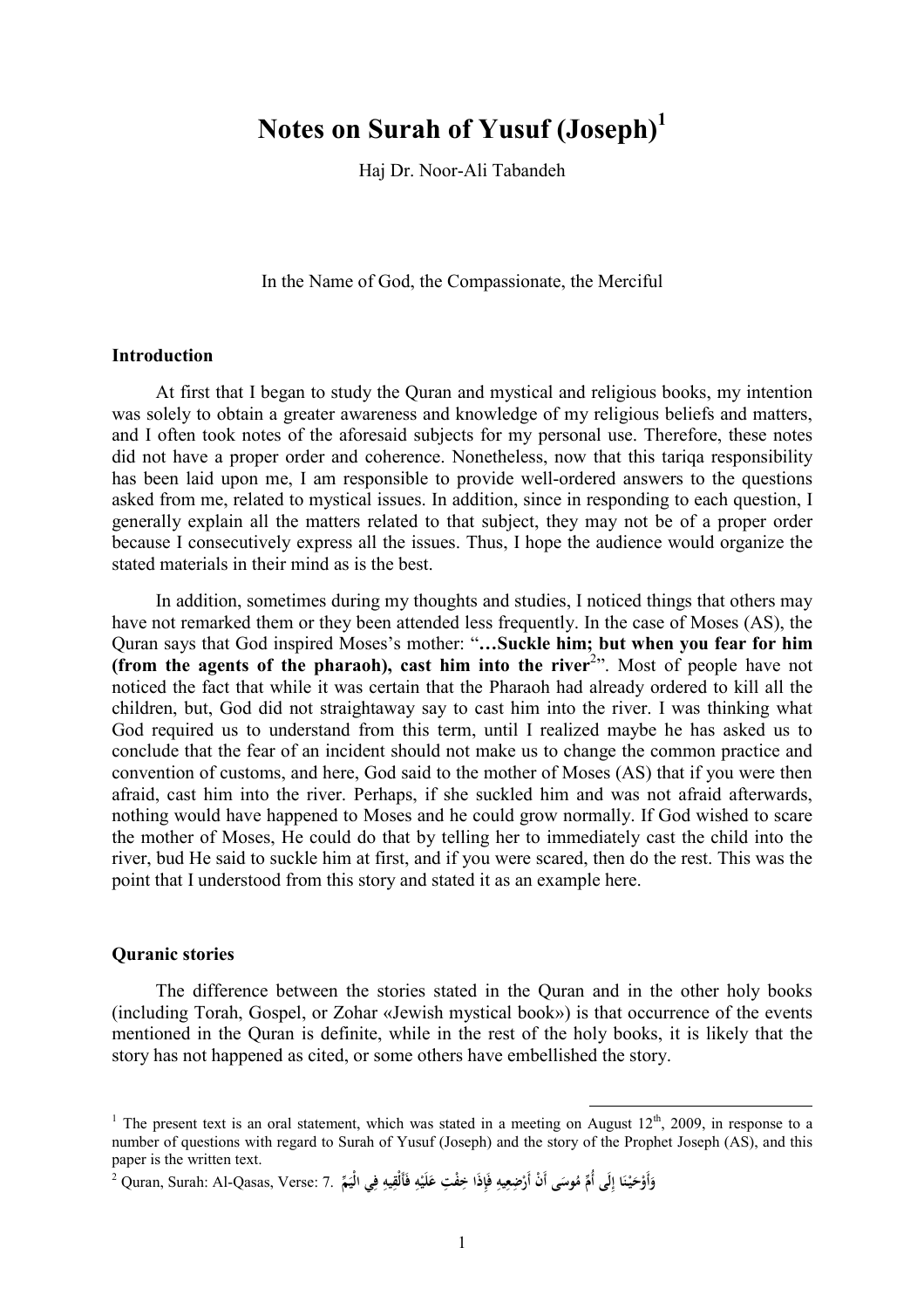# Notes on Surah of Yusuf (Joseph)[1]

Haj Dr. Noor-Ali Tabandeh

In the Name of God, the Compassionate, the Merciful

## Introduction

At first that I began to study the Quran and mystical and religious books, my intention was solely to obtain a greater awareness and knowledge of my religious beliefs and matters, and I often took notes of the aforesaid subjects for my personal use. Therefore, these notes did not have a proper order and coherence. Nonetheless, now that this tariqa responsibility has been laid upon me, I am responsible to provide well-ordered answers to the questions asked from me, related to mystical issues. In addition, since in responding to each question, I generally explain all the matters related to that subject, they may not be of a proper order because I consecutively express all the issues. Thus, I hope the audience would organize the stated materials in their mind as is the best.

In addition, sometimes during my thoughts and studies, I noticed things that others may have not remarked them or they been attended less frequently. In the case of Moses (AS), the Quran says that God inspired Moses's mother: "**…Suckle him; but when you fear for him (from the agents of the pharaoh), cast him into the river**[2]". Most of people have not noticed the fact that while it was certain that the Pharaoh had already ordered to kill all the children, but, God did not straightaway say to cast him into the river. I was thinking what God required us to understand from this term, until I realized maybe he has asked us to conclude that the fear of an incident should not make us to change the common practice and convention of customs, and here, God said to the mother of Moses (AS) that if you were then afraid, cast him into the river. Perhaps, if she suckled him and was not afraid afterwards, nothing would have happened to Moses and he could grow normally. If God wished to scare the mother of Moses, He could do that by telling her to immediately cast the child into the river, bud He said to suckle him at first, and if you were scared, then do the rest. This was the point that I understood from this story and stated it as an example here.

## Quranic stories

The difference between the stories stated in the Quran and in the other holy books (including Torah, Gospel, or Zohar «Jewish mystical book») is that occurrence of the events mentioned in the Quran is definite, while in the rest of the holy books, it is likely that the story has not happened as cited, or some others have embellished the story.

---

[1] The present text is an oral statement, which was stated in a meeting on August 12th, 2009, in response to a number of questions with regard to Surah of Yusuf (Joseph) and the story of the Prophet Joseph (AS), and this paper is the written text.

[2] Quran, Surah: Al-Qasas, Verse: 7. وَأَوْحَيْنَا إِلَى أُمِّ مُوسَى أَنْ أَرْضِعِيهِ فَإِذَا خِفْتِ عَلَيْهِ فَأَلْقِيهِ فِي الْيَمِّ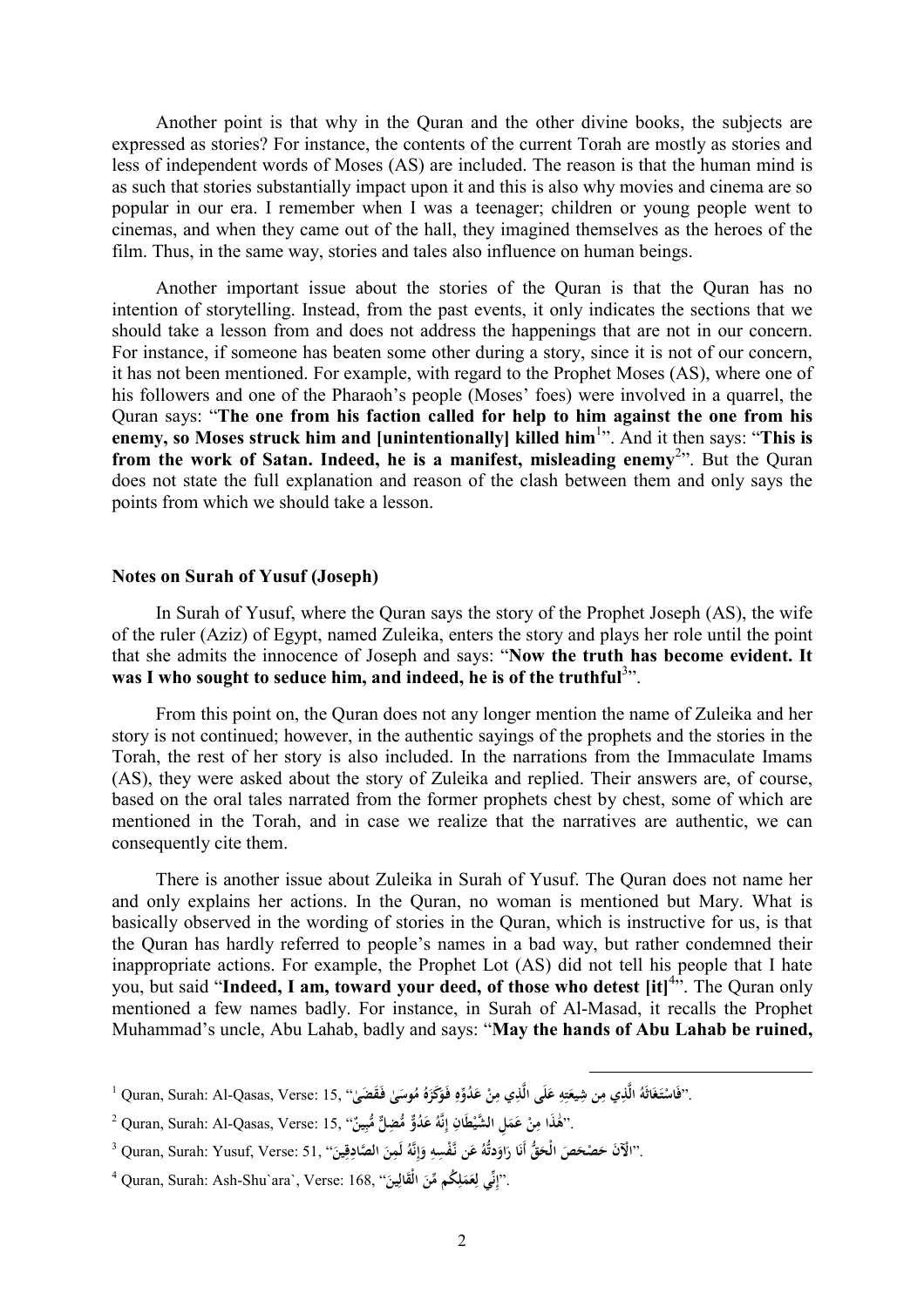Another point is that why in the Quran and the other divine books, the subjects are expressed as stories? For instance, the contents of the current Torah are mostly as stories and less of independent words of Moses (AS) are included. The reason is that the human mind is as such that stories substantially impact upon it and this is also why movies and cinema are so popular in our era. I remember when I was a teenager; children or young people went to cinemas, and when they came out of the hall, they imagined themselves as the heroes of the film. Thus, in the same way, stories and tales also influence on human beings.

Another important issue about the stories of the Quran is that the Quran has no intention of storytelling. Instead, from the past events, it only indicates the sections that we should take a lesson from and does not address the happenings that are not in our concern. For instance, if someone has beaten some other during a story, since it is not of our concern, it has not been mentioned. For example, with regard to the Prophet Moses (AS), where one of his followers and one of the Pharaoh's people (Moses' foes) were involved in a quarrel, the Quran says: "**The one from his faction called for help to him against the one from his enemy, so Moses struck him and [unintentionally] killed him**[1]". And it then says: "**This is from the work of Satan. Indeed, he is a manifest, misleading enemy**[2]". But the Quran does not state the full explanation and reason of the clash between them and only says the points from which we should take a lesson.

### Notes on Surah of Yusuf (Joseph)

In Surah of Yusuf, where the Quran says the story of the Prophet Joseph (AS), the wife of the ruler (Aziz) of Egypt, named Zuleika, enters the story and plays her role until the point that she admits the innocence of Joseph and says: "**Now the truth has become evident. It was I who sought to seduce him, and indeed, he is of the truthful**[3]".

From this point on, the Quran does not any longer mention the name of Zuleika and her story is not continued; however, in the authentic sayings of the prophets and the stories in the Torah, the rest of her story is also included. In the narrations from the Immaculate Imams (AS), they were asked about the story of Zuleika and replied. Their answers are, of course, based on the oral tales narrated from the former prophets chest by chest, some of which are mentioned in the Torah, and in case we realize that the narratives are authentic, we can consequently cite them.

There is another issue about Zuleika in Surah of Yusuf. The Quran does not name her and only explains her actions. In the Quran, no woman is mentioned but Mary. What is basically observed in the wording of stories in the Quran, which is instructive for us, is that the Quran has hardly referred to people's names in a bad way, but rather condemned their inappropriate actions. For example, the Prophet Lot (AS) did not tell his people that I hate you, but said "**Indeed, I am, toward your deed, of those who detest [it]**[4]". The Quran only mentioned a few names badly. For instance, in Surah of Al-Masad, it recalls the Prophet Muhammad's uncle, Abu Lahab, badly and says: "**May the hands of Abu Lahab be ruined,**

---

[1] Quran, Surah: Al-Qasas, Verse: 15, "فَاسْتَغَاثَهُ الَّذِي مِن شِيعَتِهِ عَلَى الَّذِي مِنْ عَدُوِّهِ فَوَكَزَهُ مُوسَىٰ فَقَضَىٰ".

[2] Quran, Surah: Al-Qasas, Verse: 15, "هَٰذَا مِنْ عَمَلِ الشَّيْطَانِ إِنَّهُ عَدُوٌّ مُّضِلٌّ مُّبِينٌ".

[3] Quran, Surah: Yusuf, Verse: 51, "الْآنَ حَصْحَصَ الْحَقُّ أَنَا رَاوَدتُّهُ عَن نَّفْسِهِ وَإِنَّهُ لَمِنَ الصَّادِقِينَ".

[4] Quran, Surah: Ash-Shu`ara`, Verse: 168, "إِنِّي لِعَمَلِكُم مِّنَ الْقَالِينَ".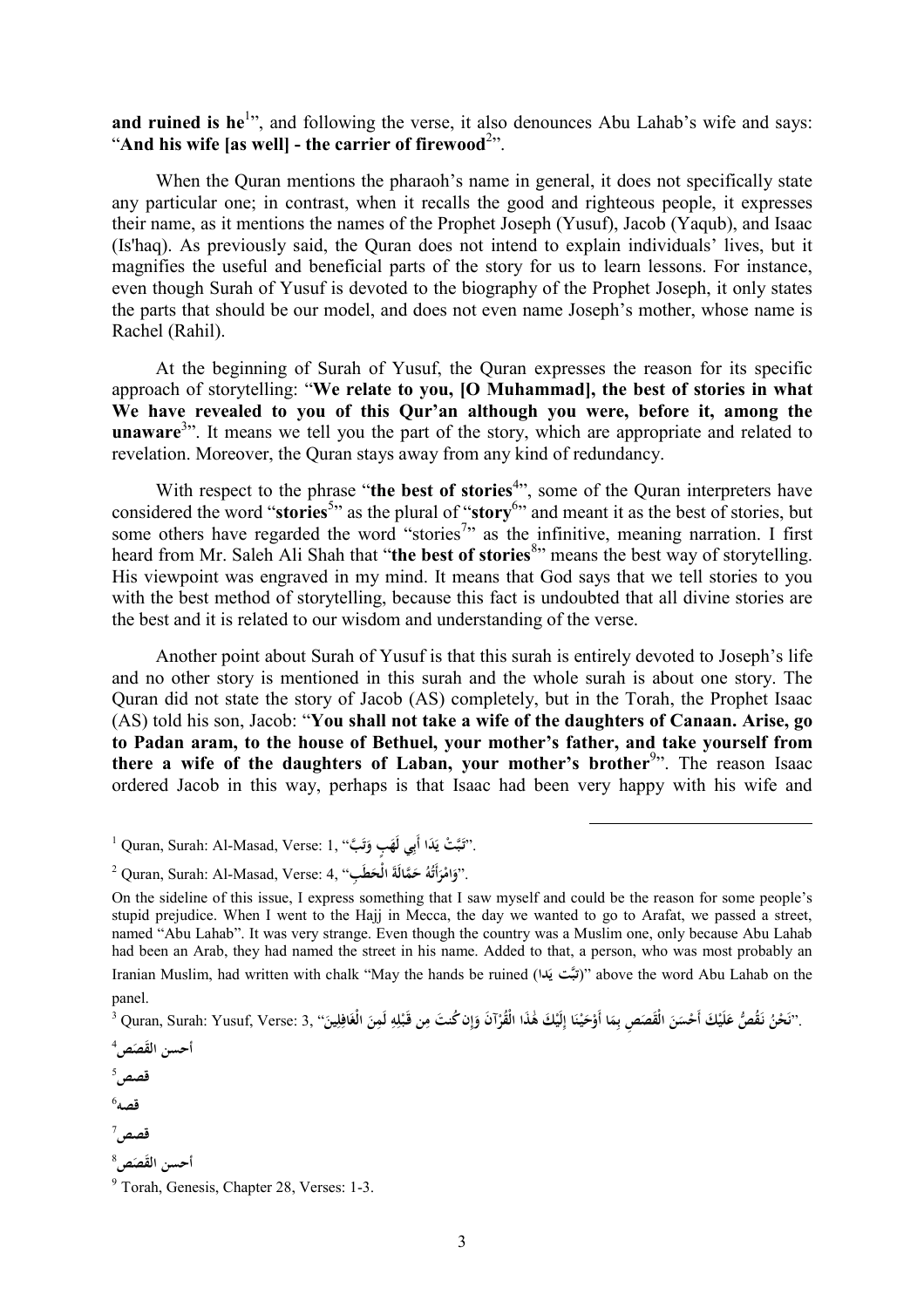**and ruined is he**[1]", and following the verse, it also denounces Abu Lahab's wife and says: "**And his wife [as well] - the carrier of firewood**[2]".

When the Quran mentions the pharaoh's name in general, it does not specifically state any particular one; in contrast, when it recalls the good and righteous people, it expresses their name, as it mentions the names of the Prophet Joseph (Yusuf), Jacob (Yaqub), and Isaac (Is'haq). As previously said, the Quran does not intend to explain individuals' lives, but it magnifies the useful and beneficial parts of the story for us to learn lessons. For instance, even though Surah of Yusuf is devoted to the biography of the Prophet Joseph, it only states the parts that should be our model, and does not even name Joseph's mother, whose name is Rachel (Rahil).

At the beginning of Surah of Yusuf, the Quran expresses the reason for its specific approach of storytelling: "**We relate to you, [O Muhammad], the best of stories in what We have revealed to you of this Qur'an although you were, before it, among the unaware**[3]". It means we tell you the part of the story, which are appropriate and related to revelation. Moreover, the Quran stays away from any kind of redundancy.

With respect to the phrase "**the best of stories**[4]", some of the Quran interpreters have considered the word "**stories**[5]" as the plural of "**story**[6]" and meant it as the best of stories, but some others have regarded the word "stories[7]" as the infinitive, meaning narration. I first heard from Mr. Saleh Ali Shah that "**the best of stories**[8]" means the best way of storytelling. His viewpoint was engraved in my mind. It means that God says that we tell stories to you with the best method of storytelling, because this fact is undoubted that all divine stories are the best and it is related to our wisdom and understanding of the verse.

Another point about Surah of Yusuf is that this surah is entirely devoted to Joseph's life and no other story is mentioned in this surah and the whole surah is about one story. The Quran did not state the story of Jacob (AS) completely, but in the Torah, the Prophet Isaac (AS) told his son, Jacob: "**You shall not take a wife of the daughters of Canaan. Arise, go to Padan aram, to the house of Bethuel, your mother's father, and take yourself from there a wife of the daughters of Laban, your mother's brother**[9]". The reason Isaac ordered Jacob in this way, perhaps is that Isaac had been very happy with his wife and

---

[1] Quran, Surah: Al-Masad, Verse: 1, "**تَبَّتْ يَدَا أَبِي لَهَبٍ وَتَبَّ**".

[2] Quran, Surah: Al-Masad, Verse: 4, "**وَامْرَأَتُهُ حَمَّالَةَ الْحَطَبِ**".

On the sideline of this issue, I express something that I saw myself and could be the reason for some people's stupid prejudice. When I went to the Hajj in Mecca, the day we wanted to go to Arafat, we passed a street, named "Abu Lahab". It was very strange. Even though the country was a Muslim one, only because Abu Lahab had been an Arab, they had named the street in his name. Added to that, a person, who was most probably an Iranian Muslim, had written with chalk "May the hands be ruined (**تَبَّت يَدا**)" above the word Abu Lahab on the panel.

[3] Quran, Surah: Yusuf, Verse: 3, "**نَحْنُ نَقُصُّ عَلَيْكَ أَحْسَنَ الْقَصَصِ بِمَا أَوْحَيْنَا إِلَيْكَ هَٰذَا الْقُرْآنَ وَإِن كُنتَ مِن قَبْلِهِ لَمِنَ الْغَافِلِينَ**".

[4] **أحسن القَصَص**

[5] **قصص**

[6] **قصه**

[7] **قصص**

[8] **أحسن القَصَص**

[9] Torah, Genesis, Chapter 28, Verses: 1-3.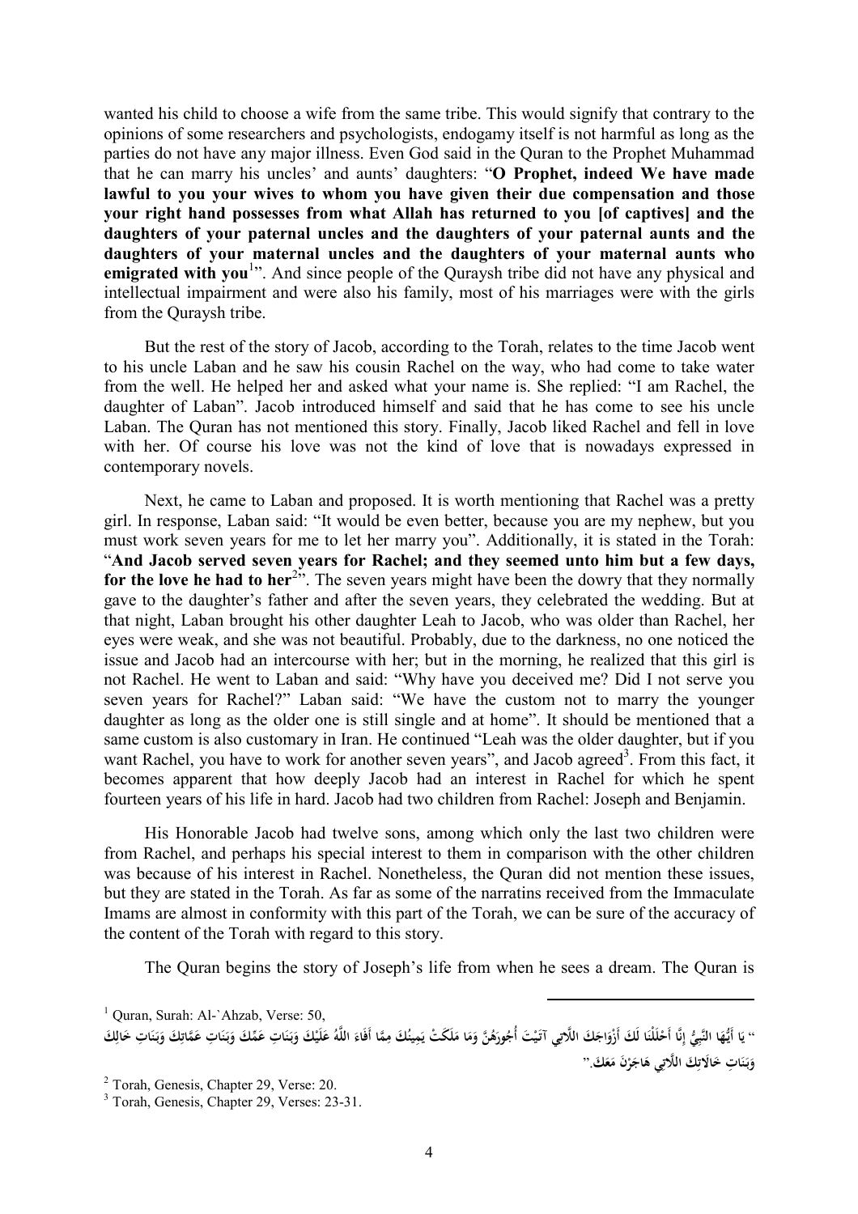wanted his child to choose a wife from the same tribe. This would signify that contrary to the opinions of some researchers and psychologists, endogamy itself is not harmful as long as the parties do not have any major illness. Even God said in the Quran to the Prophet Muhammad that he can marry his uncles' and aunts' daughters: "**O Prophet, indeed We have made lawful to you your wives to whom you have given their due compensation and those your right hand possesses from what Allah has returned to you [of captives] and the daughters of your paternal uncles and the daughters of your paternal aunts and the daughters of your maternal uncles and the daughters of your maternal aunts who emigrated with you**[1]". And since people of the Quraysh tribe did not have any physical and intellectual impairment and were also his family, most of his marriages were with the girls from the Quraysh tribe.

But the rest of the story of Jacob, according to the Torah, relates to the time Jacob went to his uncle Laban and he saw his cousin Rachel on the way, who had come to take water from the well. He helped her and asked what your name is. She replied: "I am Rachel, the daughter of Laban". Jacob introduced himself and said that he has come to see his uncle Laban. The Quran has not mentioned this story. Finally, Jacob liked Rachel and fell in love with her. Of course his love was not the kind of love that is nowadays expressed in contemporary novels.

Next, he came to Laban and proposed. It is worth mentioning that Rachel was a pretty girl. In response, Laban said: "It would be even better, because you are my nephew, but you must work seven years for me to let her marry you". Additionally, it is stated in the Torah: "**And Jacob served seven years for Rachel; and they seemed unto him but a few days, for the love he had to her**[2]". The seven years might have been the dowry that they normally gave to the daughter's father and after the seven years, they celebrated the wedding. But at that night, Laban brought his other daughter Leah to Jacob, who was older than Rachel, her eyes were weak, and she was not beautiful. Probably, due to the darkness, no one noticed the issue and Jacob had an intercourse with her; but in the morning, he realized that this girl is not Rachel. He went to Laban and said: "Why have you deceived me? Did I not serve you seven years for Rachel?" Laban said: "We have the custom not to marry the younger daughter as long as the older one is still single and at home". It should be mentioned that a same custom is also customary in Iran. He continued "Leah was the older daughter, but if you want Rachel, you have to work for another seven years", and Jacob agreed[3]. From this fact, it becomes apparent that how deeply Jacob had an interest in Rachel for which he spent fourteen years of his life in hard. Jacob had two children from Rachel: Joseph and Benjamin.

His Honorable Jacob had twelve sons, among which only the last two children were from Rachel, and perhaps his special interest to them in comparison with the other children was because of his interest in Rachel. Nonetheless, the Quran did not mention these issues, but they are stated in the Torah. As far as some of the narratins received from the Immaculate Imams are almost in conformity with this part of the Torah, we can be sure of the accuracy of the content of the Torah with regard to this story.

The Quran begins the story of Joseph's life from when he sees a dream. The Quran is

---

[1] Quran, Surah: Al-`Ahzab, Verse: 50,

" يَا أَيُّهَا النَّبِيُّ إِنَّا أَحْلَلْنَا لَكَ أَزْوَاجَكَ اللَّاتِي آتَيْتَ أُجُورَهُنَّ وَمَا مَلَكَتْ يَمِينُكَ مِمَّا أَفَاءَ اللَّهُ عَلَيْكَ وَبَنَاتِ عَمِّكَ وَبَنَاتِ عَمَّاتِكَ وَبَنَاتِ خَالِكَ وَبَنَاتِ خَالَاتِكَ اللَّاتِي هَاجَرْنَ مَعَكَ."

[2] Torah, Genesis, Chapter 29, Verse: 20.

[3] Torah, Genesis, Chapter 29, Verses: 23-31.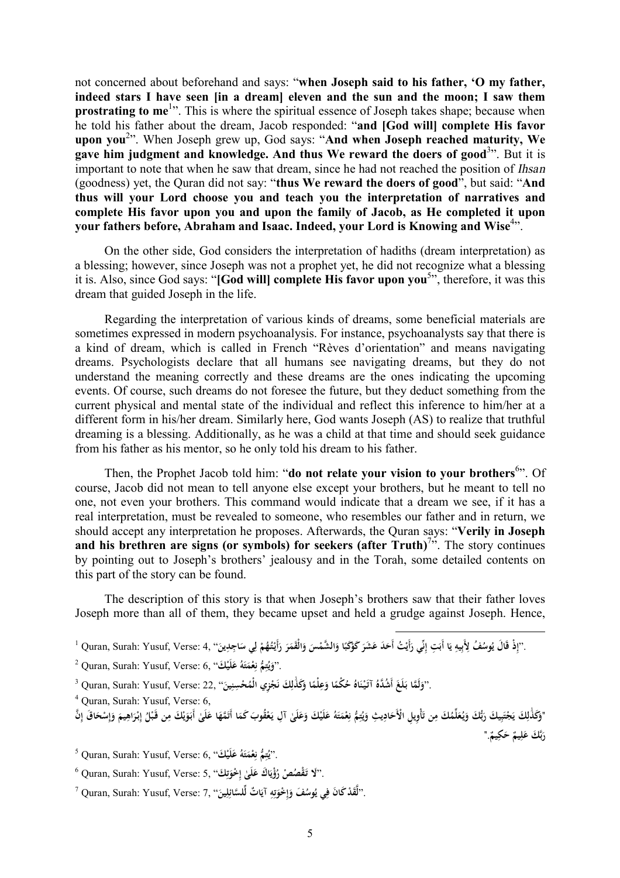not concerned about beforehand and says: "**when Joseph said to his father, 'O my father, indeed stars I have seen [in a dream] eleven and the sun and the moon; I saw them prostrating to me**[1]". This is where the spiritual essence of Joseph takes shape; because when he told his father about the dream, Jacob responded: "**and [God will] complete His favor upon you**[2]". When Joseph grew up, God says: "**And when Joseph reached maturity, We gave him judgment and knowledge. And thus We reward the doers of good**[3]". But it is important to note that when he saw that dream, since he had not reached the position of *Ihsan* (goodness) yet, the Quran did not say: "**thus We reward the doers of good**", but said: "**And thus will your Lord choose you and teach you the interpretation of narratives and complete His favor upon you and upon the family of Jacob, as He completed it upon your fathers before, Abraham and Isaac. Indeed, your Lord is Knowing and Wise**[4]".

On the other side, God considers the interpretation of hadiths (dream interpretation) as a blessing; however, since Joseph was not a prophet yet, he did not recognize what a blessing it is. Also, since God says: "**[God will] complete His favor upon you**[5]", therefore, it was this dream that guided Joseph in the life.

Regarding the interpretation of various kinds of dreams, some beneficial materials are sometimes expressed in modern psychoanalysis. For instance, psychoanalysts say that there is a kind of dream, which is called in French "Rèves d'orientation" and means navigating dreams. Psychologists declare that all humans see navigating dreams, but they do not understand the meaning correctly and these dreams are the ones indicating the upcoming events. Of course, such dreams do not foresee the future, but they deduct something from the current physical and mental state of the individual and reflect this inference to him/her at a different form in his/her dream. Similarly here, God wants Joseph (AS) to realize that truthful dreaming is a blessing. Additionally, as he was a child at that time and should seek guidance from his father as his mentor, so he only told his dream to his father.

Then, the Prophet Jacob told him: "**do not relate your vision to your brothers**[6]". Of course, Jacob did not mean to tell anyone else except your brothers, but he meant to tell no one, not even your brothers. This command would indicate that a dream we see, if it has a real interpretation, must be revealed to someone, who resembles our father and in return, we should accept any interpretation he proposes. Afterwards, the Quran says: "**Verily in Joseph and his brethren are signs (or symbols) for seekers (after Truth)**[7]". The story continues by pointing out to Joseph's brothers' jealousy and in the Torah, some detailed contents on this part of the story can be found.

The description of this story is that when Joseph's brothers saw that their father loves Joseph more than all of them, they became upset and held a grudge against Joseph. Hence,

---

[1] Quran, Surah: Yusuf, Verse: 4, "إِذْ قَالَ يُوسُفُ لِأَبِيهِ يَا أَبَتِ إِنِّي رَأَيْتُ أَحَدَ عَشَرَ كَوْكَبًا وَالشَّمْسَ وَالْقَمَرَ رَأَيْتُهُمْ لِي سَاجِدِينَ".

[2] Quran, Surah: Yusuf, Verse: 6, "وَيُتِمُّ نِعْمَتَهُ عَلَيْكَ".

[3] Quran, Surah: Yusuf, Verse: 22, "وَلَمَّا بَلَغَ أَشُدَّهُ آتَيْنَاهُ حُكْمًا وَعِلْمًا وَكَذَٰلِكَ نَجْزِي الْمُحْسِنِينَ".

[4] Quran, Surah: Yusuf, Verse: 6, "وَكَذَٰلِكَ يَجْتَبِيكَ رَبُّكَ وَيُعَلِّمُكَ مِن تَأْوِيلِ الْأَحَادِيثِ وَيُتِمُّ نِعْمَتَهُ عَلَيْكَ وَعَلَىٰ آلِ يَعْقُوبَ كَمَا أَتَمَّهَا عَلَىٰ أَبَوَيْكَ مِن قَبْلُ إِبْرَاهِيمَ وَإِسْحَاقَ إِنَّ رَبَّكَ عَلِيمٌ حَكِيمٌ."

[5] Quran, Surah: Yusuf, Verse: 6, "يُتِمُّ نِعْمَتَهُ عَلَيْكَ".

[6] Quran, Surah: Yusuf, Verse: 5, "لَا تَقْصُصْ رُؤْيَاكَ عَلَىٰ إِخْوَتِكَ".

[7] Quran, Surah: Yusuf, Verse: 7, "لَّقَدْ كَانَ فِي يُوسُفَ وَإِخْوَتِهِ آيَاتٌ لِّلسَّائِلِينَ".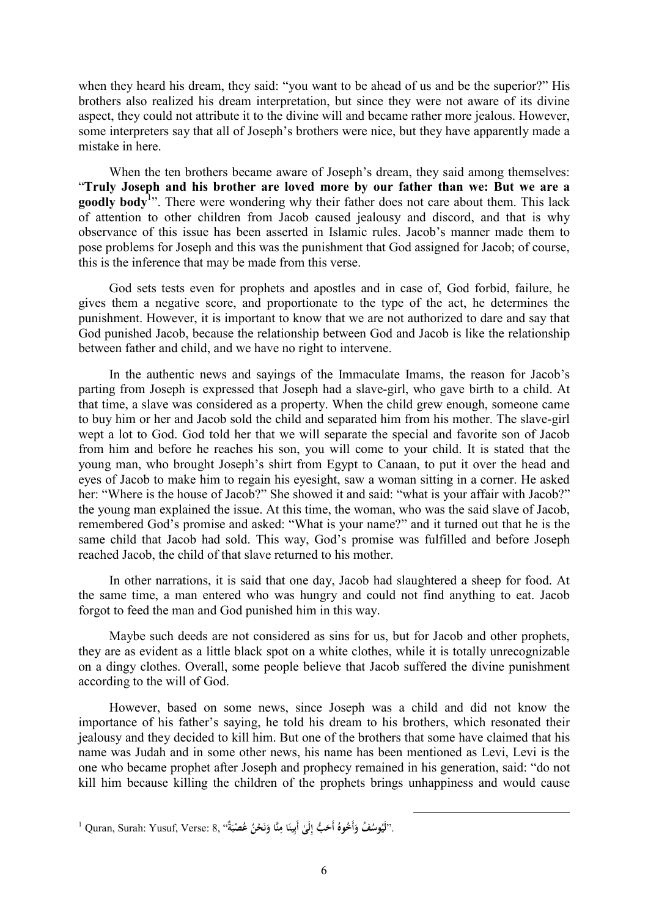when they heard his dream, they said: "you want to be ahead of us and be the superior?" His brothers also realized his dream interpretation, but since they were not aware of its divine aspect, they could not attribute it to the divine will and became rather more jealous. However, some interpreters say that all of Joseph's brothers were nice, but they have apparently made a mistake in here.

When the ten brothers became aware of Joseph's dream, they said among themselves: "**Truly Joseph and his brother are loved more by our father than we: But we are a goodly body**[1]". There were wondering why their father does not care about them. This lack of attention to other children from Jacob caused jealousy and discord, and that is why observance of this issue has been asserted in Islamic rules. Jacob's manner made them to pose problems for Joseph and this was the punishment that God assigned for Jacob; of course, this is the inference that may be made from this verse.

God sets tests even for prophets and apostles and in case of, God forbid, failure, he gives them a negative score, and proportionate to the type of the act, he determines the punishment. However, it is important to know that we are not authorized to dare and say that God punished Jacob, because the relationship between God and Jacob is like the relationship between father and child, and we have no right to intervene.

In the authentic news and sayings of the Immaculate Imams, the reason for Jacob's parting from Joseph is expressed that Joseph had a slave-girl, who gave birth to a child. At that time, a slave was considered as a property. When the child grew enough, someone came to buy him or her and Jacob sold the child and separated him from his mother. The slave-girl wept a lot to God. God told her that we will separate the special and favorite son of Jacob from him and before he reaches his son, you will come to your child. It is stated that the young man, who brought Joseph's shirt from Egypt to Canaan, to put it over the head and eyes of Jacob to make him to regain his eyesight, saw a woman sitting in a corner. He asked her: "Where is the house of Jacob?" She showed it and said: "what is your affair with Jacob?" the young man explained the issue. At this time, the woman, who was the said slave of Jacob, remembered God's promise and asked: "What is your name?" and it turned out that he is the same child that Jacob had sold. This way, God's promise was fulfilled and before Joseph reached Jacob, the child of that slave returned to his mother.

In other narrations, it is said that one day, Jacob had slaughtered a sheep for food. At the same time, a man entered who was hungry and could not find anything to eat. Jacob forgot to feed the man and God punished him in this way.

Maybe such deeds are not considered as sins for us, but for Jacob and other prophets, they are as evident as a little black spot on a white clothes, while it is totally unrecognizable on a dingy clothes. Overall, some people believe that Jacob suffered the divine punishment according to the will of God.

However, based on some news, since Joseph was a child and did not know the importance of his father's saying, he told his dream to his brothers, which resonated their jealousy and they decided to kill him. But one of the brothers that some have claimed that his name was Judah and in some other news, his name has been mentioned as Levi, Levi is the one who became prophet after Joseph and prophecy remained in his generation, said: "do not kill him because killing the children of the prophets brings unhappiness and would cause

---

[1] Quran, Surah: Yusuf, Verse: 8, "**لَيُوسُفُ وَأَخُوهُ أَحَبُّ إِلَىٰ أَبِينَا مِنَّا وَنَحْنُ عُصْبَةٌ**".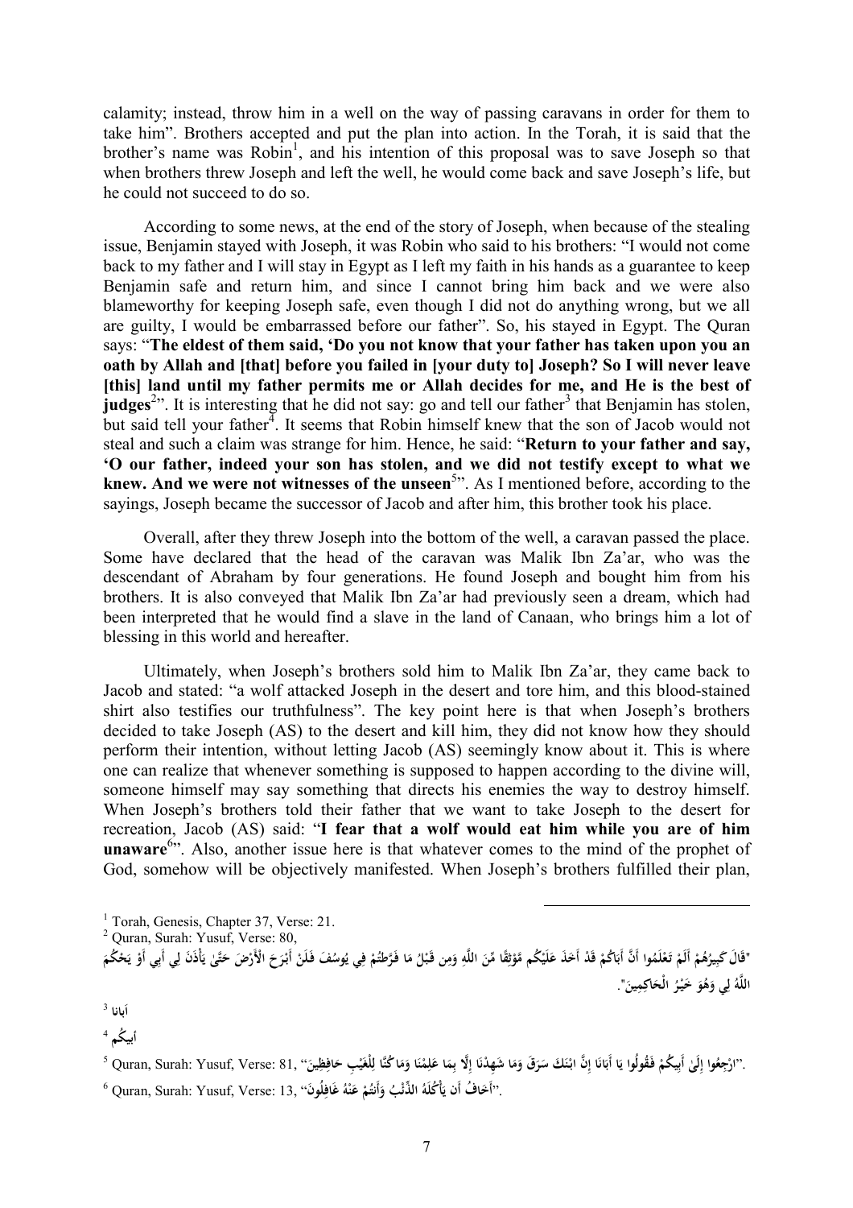calamity; instead, throw him in a well on the way of passing caravans in order for them to take him". Brothers accepted and put the plan into action. In the Torah, it is said that the brother's name was Robin[1], and his intention of this proposal was to save Joseph so that when brothers threw Joseph and left the well, he would come back and save Joseph's life, but he could not succeed to do so.

According to some news, at the end of the story of Joseph, when because of the stealing issue, Benjamin stayed with Joseph, it was Robin who said to his brothers: "I would not come back to my father and I will stay in Egypt as I left my faith in his hands as a guarantee to keep Benjamin safe and return him, and since I cannot bring him back and we were also blameworthy for keeping Joseph safe, even though I did not do anything wrong, but we all are guilty, I would be embarrassed before our father". So, his stayed in Egypt. The Quran says: "**The eldest of them said, 'Do you not know that your father has taken upon you an oath by Allah and [that] before you failed in [your duty to] Joseph? So I will never leave [this] land until my father permits me or Allah decides for me, and He is the best of judges**[2]". It is interesting that he did not say: go and tell our father[3] that Benjamin has stolen, but said tell your father[4]. It seems that Robin himself knew that the son of Jacob would not steal and such a claim was strange for him. Hence, he said: "**Return to your father and say, 'O our father, indeed your son has stolen, and we did not testify except to what we knew. And we were not witnesses of the unseen**[5]". As I mentioned before, according to the sayings, Joseph became the successor of Jacob and after him, this brother took his place.

Overall, after they threw Joseph into the bottom of the well, a caravan passed the place. Some have declared that the head of the caravan was Malik Ibn Za'ar, who was the descendant of Abraham by four generations. He found Joseph and bought him from his brothers. It is also conveyed that Malik Ibn Za'ar had previously seen a dream, which had been interpreted that he would find a slave in the land of Canaan, who brings him a lot of blessing in this world and hereafter.

Ultimately, when Joseph's brothers sold him to Malik Ibn Za'ar, they came back to Jacob and stated: "a wolf attacked Joseph in the desert and tore him, and this blood-stained shirt also testifies our truthfulness". The key point here is that when Joseph's brothers decided to take Joseph (AS) to the desert and kill him, they did not know how they should perform their intention, without letting Jacob (AS) seemingly know about it. This is where one can realize that whenever something is supposed to happen according to the divine will, someone himself may say something that directs his enemies the way to destroy himself. When Joseph's brothers told their father that we want to take Joseph to the desert for recreation, Jacob (AS) said: "**I fear that a wolf would eat him while you are of him unaware**[6]". Also, another issue here is that whatever comes to the mind of the prophet of God, somehow will be objectively manifested. When Joseph's brothers fulfilled their plan,

---

[1] Torah, Genesis, Chapter 37, Verse: 21.

[2] Quran, Surah: Yusuf, Verse: 80,

"قَالَ كَبِيرُهُمْ أَلَمْ تَعْلَمُوا أَنَّ أَبَاكُمْ قَدْ أَخَذَ عَلَيْكُم مَّوْثِقًا مِّنَ اللَّهِ وَمِن قَبْلُ مَا فَرَّطتُمْ فِي يُوسُفَ فَلَنْ أَبْرَحَ الْأَرْضَ حَتَّىٰ يَأْذَنَ لِي أَبِي أَوْ يَحْكُمَ اللَّهُ لِي وَهُوَ خَيْرُ الْحَاكِمِينَ".

[3] أبانا

[4] أبيكم

[5] Quran, Surah: Yusuf, Verse: 81, "ارْجِعُوا إِلَىٰ أَبِيكُمْ فَقُولُوا يَا أَبَانَا إِنَّ ابْنَكَ سَرَقَ وَمَا شَهِدْنَا إِلَّا بِمَا عَلِمْنَا وَمَا كُنَّا لِلْغَيْبِ حَافِظِينَ".

[6] Quran, Surah: Yusuf, Verse: 13, "أَخَافُ أَن يَأْكُلَهُ الذِّئْبُ وَأَنتُمْ عَنْهُ غَافِلُونَ".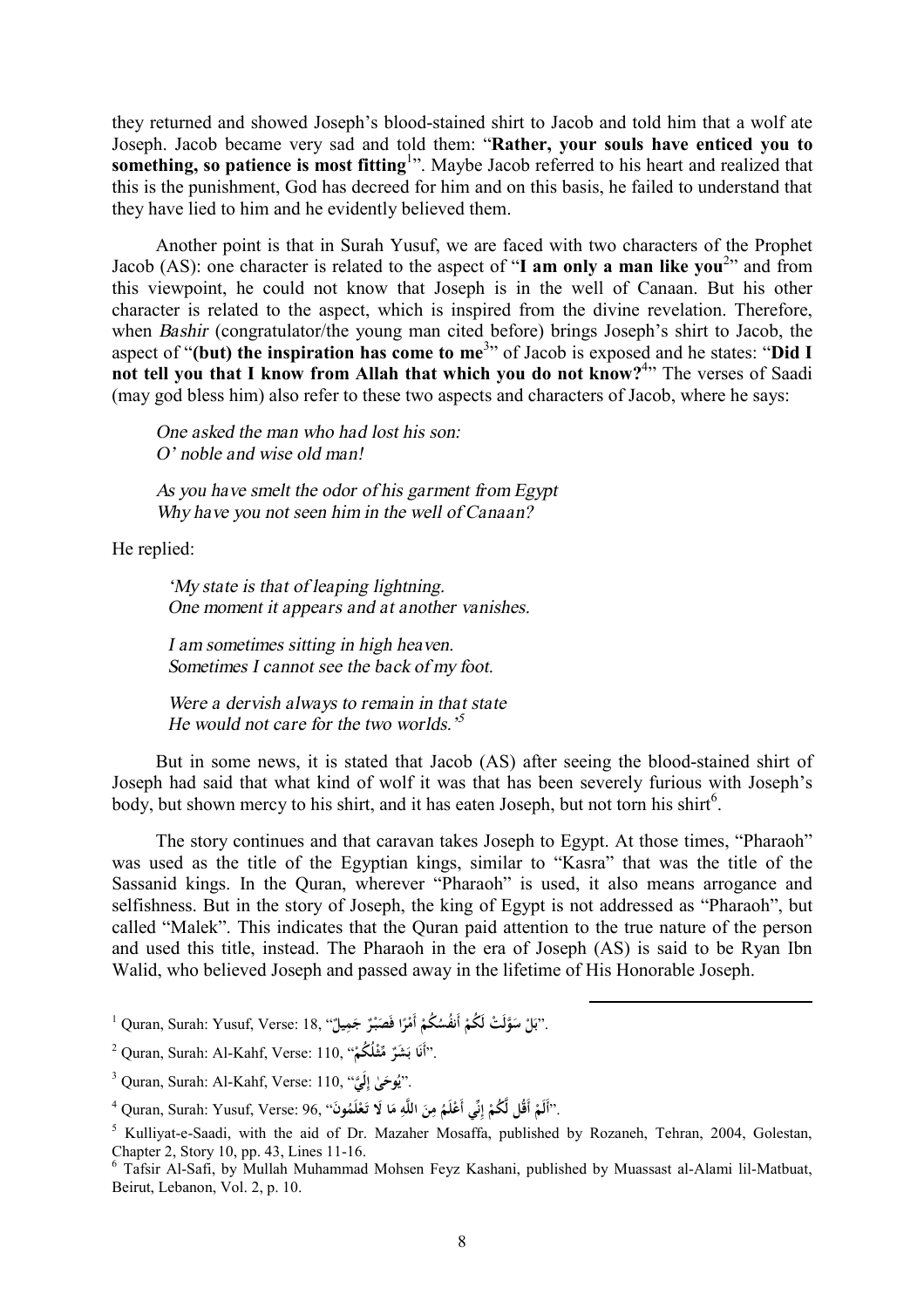they returned and showed Joseph's blood-stained shirt to Jacob and told him that a wolf ate Joseph. Jacob became very sad and told them: "**Rather, your souls have enticed you to something, so patience is most fitting**[1]". Maybe Jacob referred to his heart and realized that this is the punishment, God has decreed for him and on this basis, he failed to understand that they have lied to him and he evidently believed them.

Another point is that in Surah Yusuf, we are faced with two characters of the Prophet Jacob (AS): one character is related to the aspect of "**I am only a man like you**[2]" and from this viewpoint, he could not know that Joseph is in the well of Canaan. But his other character is related to the aspect, which is inspired from the divine revelation. Therefore, when *Bashir* (congratulator/the young man cited before) brings Joseph's shirt to Jacob, the aspect of "**(but) the inspiration has come to me**[3]" of Jacob is exposed and he states: "**Did I not tell you that I know from Allah that which you do not know?**[4]" The verses of Saadi (may god bless him) also refer to these two aspects and characters of Jacob, where he says:

*One asked the man who had lost his son:*
*O' noble and wise old man!*

*As you have smelt the odor of his garment from Egypt*
*Why have you not seen him in the well of Canaan?*

He replied:

*'My state is that of leaping lightning.*
*One moment it appears and at another vanishes.*

*I am sometimes sitting in high heaven.*
*Sometimes I cannot see the back of my foot.*

*Were a dervish always to remain in that state*
*He would not care for the two worlds.'*[5]

But in some news, it is stated that Jacob (AS) after seeing the blood-stained shirt of Joseph had said that what kind of wolf it was that has been severely furious with Joseph's body, but shown mercy to his shirt, and it has eaten Joseph, but not torn his shirt[6].

The story continues and that caravan takes Joseph to Egypt. At those times, "Pharaoh" was used as the title of the Egyptian kings, similar to "Kasra" that was the title of the Sassanid kings. In the Quran, wherever "Pharaoh" is used, it also means arrogance and selfishness. But in the story of Joseph, the king of Egypt is not addressed as "Pharaoh", but called "Malek". This indicates that the Quran paid attention to the true nature of the person and used this title, instead. The Pharaoh in the era of Joseph (AS) is said to be Ryan Ibn Walid, who believed Joseph and passed away in the lifetime of His Honorable Joseph.

---

[1] Quran, Surah: Yusuf, Verse: 18, "بَلْ سَوَّلَتْ لَكُمْ أَنفُسُكُمْ أَمْرًا فَصَبْرٌ جَمِيلٌ".

[2] Quran, Surah: Al-Kahf, Verse: 110, "أَنَا بَشَرٌ مِّثْلُكُمْ".

[3] Quran, Surah: Al-Kahf, Verse: 110, "يُوحَىٰ إِلَيَّ".

[4] Quran, Surah: Yusuf, Verse: 96, "أَلَمْ أَقُل لَّكُمْ إِنِّي أَعْلَمُ مِنَ اللَّهِ مَا لَا تَعْلَمُونَ".

[5] Kulliyat-e-Saadi, with the aid of Dr. Mazaher Mosaffa, published by Rozaneh, Tehran, 2004, Golestan, Chapter 2, Story 10, pp. 43, Lines 11-16.

[6] Tafsir Al-Safi, by Mullah Muhammad Mohsen Feyz Kashani, published by Muassast al-Alami lil-Matbuat, Beirut, Lebanon, Vol. 2, p. 10.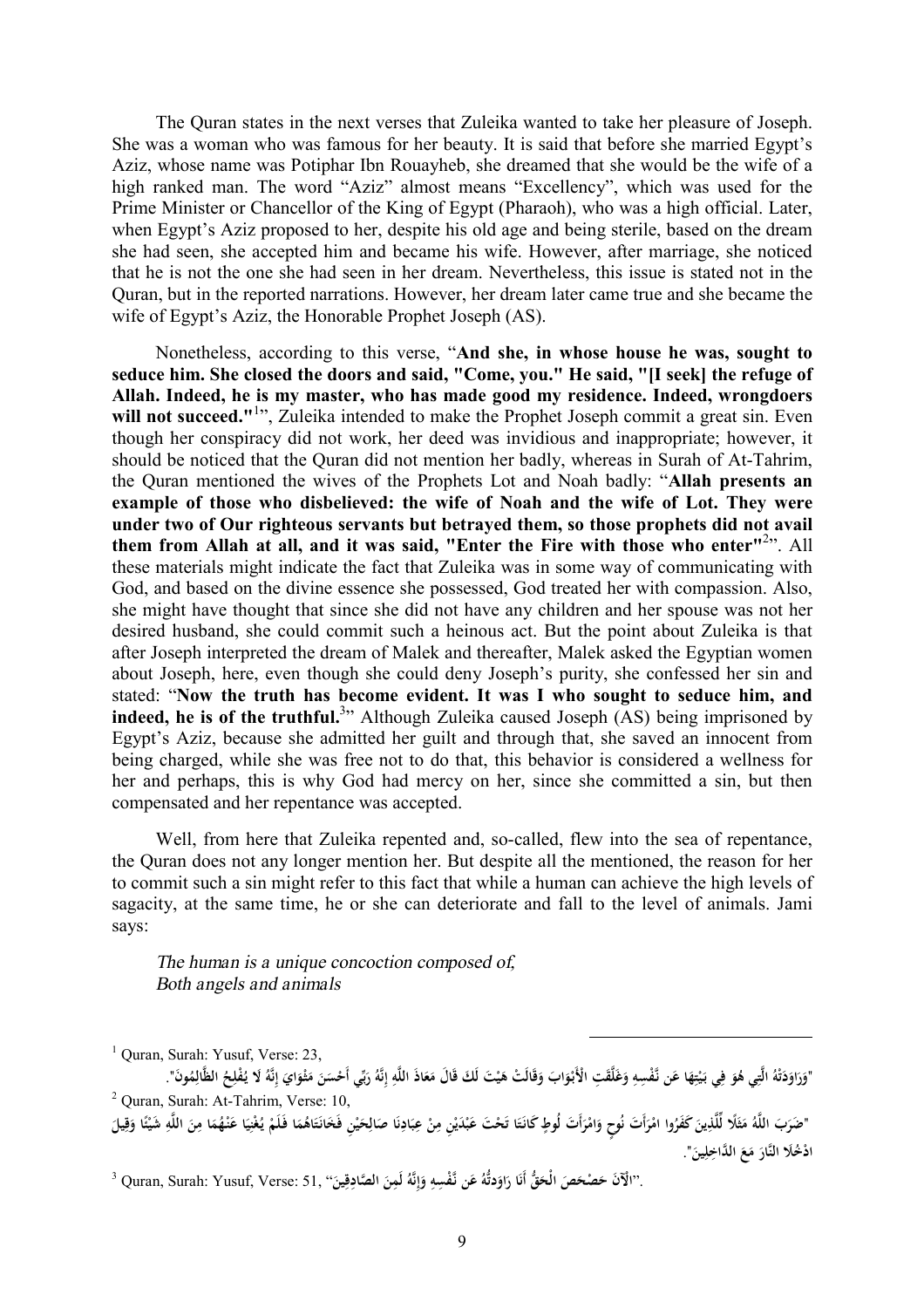The Quran states in the next verses that Zuleika wanted to take her pleasure of Joseph. She was a woman who was famous for her beauty. It is said that before she married Egypt's Aziz, whose name was Potiphar Ibn Rouayheb, she dreamed that she would be the wife of a high ranked man. The word "Aziz" almost means "Excellency", which was used for the Prime Minister or Chancellor of the King of Egypt (Pharaoh), who was a high official. Later, when Egypt's Aziz proposed to her, despite his old age and being sterile, based on the dream she had seen, she accepted him and became his wife. However, after marriage, she noticed that he is not the one she had seen in her dream. Nevertheless, this issue is stated not in the Quran, but in the reported narrations. However, her dream later came true and she became the wife of Egypt's Aziz, the Honorable Prophet Joseph (AS).

Nonetheless, according to this verse, "**And she, in whose house he was, sought to seduce him. She closed the doors and said, "Come, you." He said, "[I seek] the refuge of Allah. Indeed, he is my master, who has made good my residence. Indeed, wrongdoers will not succeed."**[1]", Zuleika intended to make the Prophet Joseph commit a great sin. Even though her conspiracy did not work, her deed was invidious and inappropriate; however, it should be noticed that the Quran did not mention her badly, whereas in Surah of At-Tahrim, the Quran mentioned the wives of the Prophets Lot and Noah badly: "**Allah presents an example of those who disbelieved: the wife of Noah and the wife of Lot. They were under two of Our righteous servants but betrayed them, so those prophets did not avail them from Allah at all, and it was said, "Enter the Fire with those who enter"**[2]". All these materials might indicate the fact that Zuleika was in some way of communicating with God, and based on the divine essence she possessed, God treated her with compassion. Also, she might have thought that since she did not have any children and her spouse was not her desired husband, she could commit such a heinous act. But the point about Zuleika is that after Joseph interpreted the dream of Malek and thereafter, Malek asked the Egyptian women about Joseph, here, even though she could deny Joseph's purity, she confessed her sin and stated: "**Now the truth has become evident. It was I who sought to seduce him, and indeed, he is of the truthful.**[3]" Although Zuleika caused Joseph (AS) being imprisoned by Egypt's Aziz, because she admitted her guilt and through that, she saved an innocent from being charged, while she was free not to do that, this behavior is considered a wellness for her and perhaps, this is why God had mercy on her, since she committed a sin, but then compensated and her repentance was accepted.

Well, from here that Zuleika repented and, so-called, flew into the sea of repentance, the Quran does not any longer mention her. But despite all the mentioned, the reason for her to commit such a sin might refer to this fact that while a human can achieve the high levels of sagacity, at the same time, he or she can deteriorate and fall to the level of animals. Jami says:

*The human is a unique concoction composed of,*
*Both angels and animals*

---

[1] Quran, Surah: Yusuf, Verse: 23,
"وَرَاوَدَتْهُ الَّتِي هُوَ فِي بَيْتِهَا عَن نَّفْسِهِ وَغَلَّقَتِ الْأَبْوَابَ وَقَالَتْ هَيْتَ لَكَ قَالَ مَعَاذَ اللَّهِ إِنَّهُ رَبِّي أَحْسَنَ مَثْوَايَ إِنَّهُ لَا يُفْلِحُ الظَّالِمُونَ".

[2] Quran, Surah: At-Tahrim, Verse: 10,
"ضَرَبَ اللَّهُ مَثَلًا لِّلَّذِينَ كَفَرُوا امْرَأَتَ نُوحٍ وَامْرَأَتَ لُوطٍ كَانَتَا تَحْتَ عَبْدَيْنِ مِنْ عِبَادِنَا صَالِحَيْنِ فَخَانَتَاهُمَا فَلَمْ يُغْنِيَا عَنْهُمَا مِنَ اللَّهِ شَيْئًا وَقِيلَ ادْخُلَا النَّارَ مَعَ الدَّاخِلِينَ".

[3] Quran, Surah: Yusuf, Verse: 51, "الْآنَ حَصْحَصَ الْحَقُّ أَنَا رَاوَدتُّهُ عَن نَّفْسِهِ وَإِنَّهُ لَمِنَ الصَّادِقِينَ".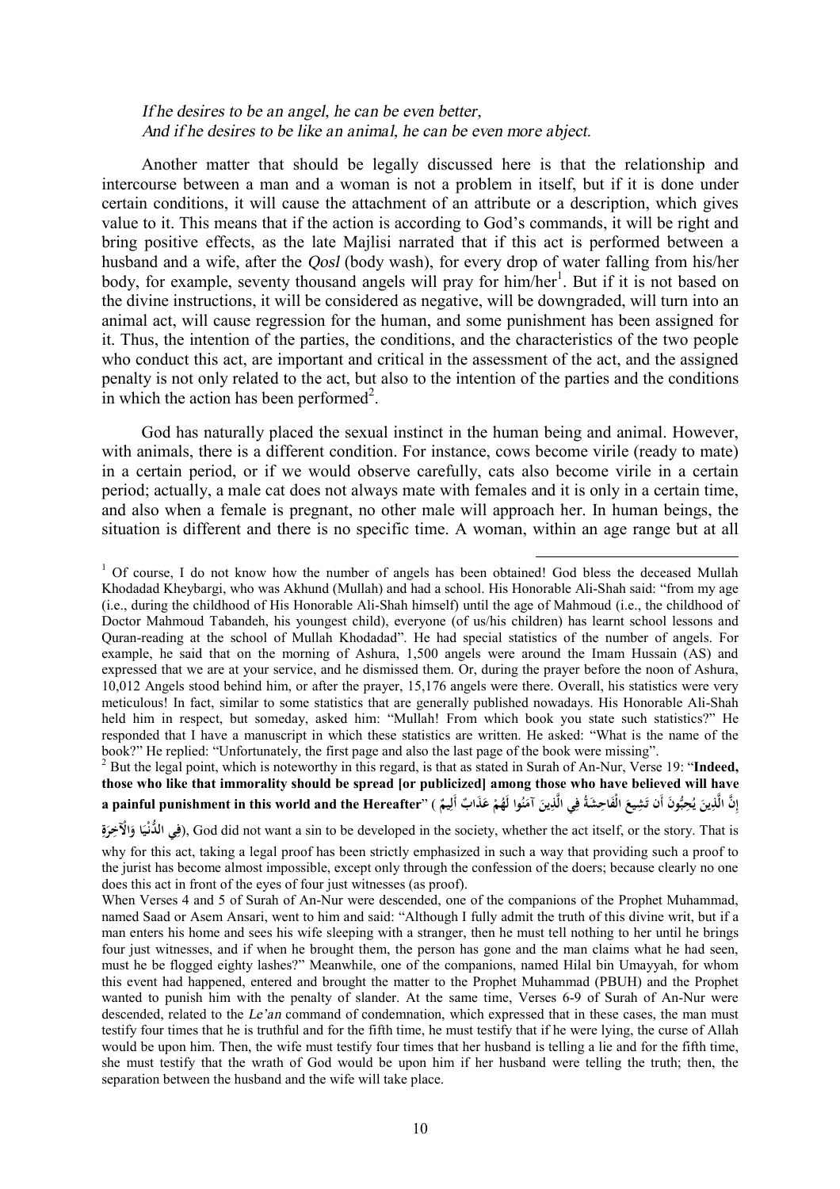*If he desires to be an angel, he can be even better,*
*And if he desires to be like an animal, he can be even more abject.*

Another matter that should be legally discussed here is that the relationship and intercourse between a man and a woman is not a problem in itself, but if it is done under certain conditions, it will cause the attachment of an attribute or a description, which gives value to it. This means that if the action is according to God's commands, it will be right and bring positive effects, as the late Majlisi narrated that if this act is performed between a husband and a wife, after the *Qosl* (body wash), for every drop of water falling from his/her body, for example, seventy thousand angels will pray for him/her[1]. But if it is not based on the divine instructions, it will be considered as negative, will be downgraded, will turn into an animal act, will cause regression for the human, and some punishment has been assigned for it. Thus, the intention of the parties, the conditions, and the characteristics of the two people who conduct this act, are important and critical in the assessment of the act, and the assigned penalty is not only related to the act, but also to the intention of the parties and the conditions in which the action has been performed[2].

God has naturally placed the sexual instinct in the human being and animal. However, with animals, there is a different condition. For instance, cows become virile (ready to mate) in a certain period, or if we would observe carefully, cats also become virile in a certain period; actually, a male cat does not always mate with females and it is only in a certain time, and also when a female is pregnant, no other male will approach her. In human beings, the situation is different and there is no specific time. A woman, within an age range but at all

---

[1] Of course, I do not know how the number of angels has been obtained! God bless the deceased Mullah Khodadad Kheybargi, who was Akhund (Mullah) and had a school. His Honorable Ali-Shah said: "from my age (i.e., during the childhood of His Honorable Ali-Shah himself) until the age of Mahmoud (i.e., the childhood of Doctor Mahmoud Tabandeh, his youngest child), everyone (of us/his children) has learnt school lessons and Quran-reading at the school of Mullah Khodadad". He had special statistics of the number of angels. For example, he said that on the morning of Ashura, 1,500 angels were around the Imam Hussain (AS) and expressed that we are at your service, and he dismissed them. Or, during the prayer before the noon of Ashura, 10,012 Angels stood behind him, or after the prayer, 15,176 angels were there. Overall, his statistics were very meticulous! In fact, similar to some statistics that are generally published nowadays. His Honorable Ali-Shah held him in respect, but someday, asked him: "Mullah! From which book you state such statistics?" He responded that I have a manuscript in which these statistics are written. He asked: "What is the name of the book?" He replied: "Unfortunately, the first page and also the last page of the book were missing".

[2] But the legal point, which is noteworthy in this regard, is that as stated in Surah of An-Nur, Verse 19: "**Indeed, those who like that immorality should be spread [or publicized] among those who have believed will have a painful punishment in this world and the Hereafter**" ( **إِنَّ الَّذِينَ يُحِبُّونَ أَن تَشِيعَ الْفَاحِشَةُ فِي الَّذِينَ آمَنُوا لَهُمْ عَذَابٌ أَلِيمٌ فِي الدُّنْيَا وَالْآخِرَةِ** ), God did not want a sin to be developed in the society, whether the act itself, or the story. That is why for this act, taking a legal proof has been strictly emphasized in such a way that providing such a proof to the jurist has become almost impossible, except only through the confession of the doers; because clearly no one does this act in front of the eyes of four just witnesses (as proof).

When Verses 4 and 5 of Surah of An-Nur were descended, one of the companions of the Prophet Muhammad, named Saad or Asem Ansari, went to him and said: "Although I fully admit the truth of this divine writ, but if a man enters his home and sees his wife sleeping with a stranger, then he must tell nothing to her until he brings four just witnesses, and if when he brought them, the person has gone and the man claims what he had seen, must he be flogged eighty lashes?" Meanwhile, one of the companions, named Hilal bin Umayyah, for whom this event had happened, entered and brought the matter to the Prophet Muhammad (PBUH) and the Prophet wanted to punish him with the penalty of slander. At the same time, Verses 6-9 of Surah of An-Nur were descended, related to the *Le'an* command of condemnation, which expressed that in these cases, the man must testify four times that he is truthful and for the fifth time, he must testify that if he were lying, the curse of Allah would be upon him. Then, the wife must testify four times that her husband is telling a lie and for the fifth time, she must testify that the wrath of God would be upon him if her husband were telling the truth; then, the separation between the husband and the wife will take place.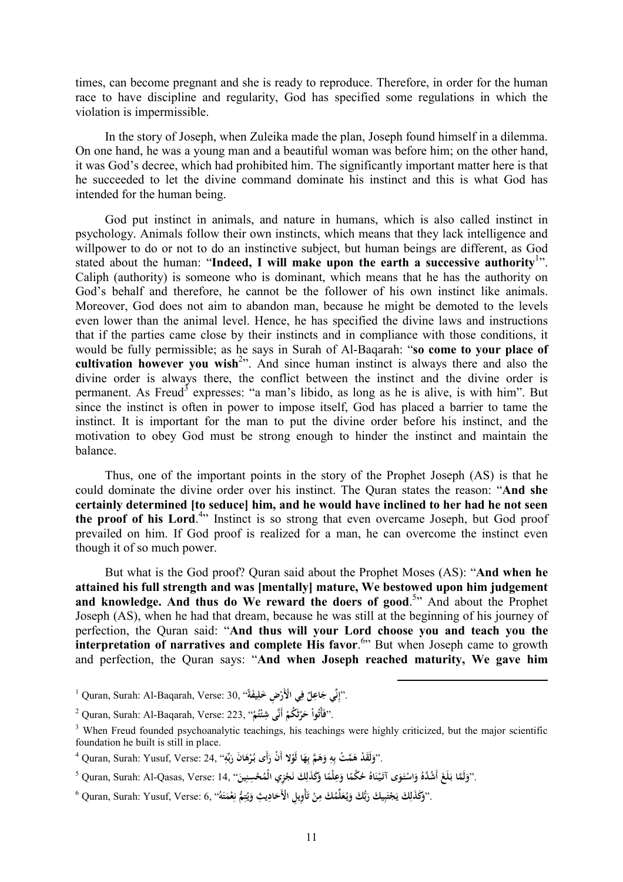times, can become pregnant and she is ready to reproduce. Therefore, in order for the human race to have discipline and regularity, God has specified some regulations in which the violation is impermissible.

In the story of Joseph, when Zuleika made the plan, Joseph found himself in a dilemma. On one hand, he was a young man and a beautiful woman was before him; on the other hand, it was God's decree, which had prohibited him. The significantly important matter here is that he succeeded to let the divine command dominate his instinct and this is what God has intended for the human being.

God put instinct in animals, and nature in humans, which is also called instinct in psychology. Animals follow their own instincts, which means that they lack intelligence and willpower to do or not to do an instinctive subject, but human beings are different, as God stated about the human: "**Indeed, I will make upon the earth a successive authority**[1]". Caliph (authority) is someone who is dominant, which means that he has the authority on God's behalf and therefore, he cannot be the follower of his own instinct like animals. Moreover, God does not aim to abandon man, because he might be demoted to the levels even lower than the animal level. Hence, he has specified the divine laws and instructions that if the parties came close by their instincts and in compliance with those conditions, it would be fully permissible; as he says in Surah of Al-Baqarah: "**so come to your place of cultivation however you wish**[2]". And since human instinct is always there and also the divine order is always there, the conflict between the instinct and the divine order is permanent. As Freud[3] expresses: "a man's libido, as long as he is alive, is with him". But since the instinct is often in power to impose itself, God has placed a barrier to tame the instinct. It is important for the man to put the divine order before his instinct, and the motivation to obey God must be strong enough to hinder the instinct and maintain the balance.

Thus, one of the important points in the story of the Prophet Joseph (AS) is that he could dominate the divine order over his instinct. The Quran states the reason: "**And she certainly determined [to seduce] him, and he would have inclined to her had he not seen the proof of his Lord**.[4]" Instinct is so strong that even overcame Joseph, but God proof prevailed on him. If God proof is realized for a man, he can overcome the instinct even though it of so much power.

But what is the God proof? Quran said about the Prophet Moses (AS): "**And when he attained his full strength and was [mentally] mature, We bestowed upon him judgement and knowledge. And thus do We reward the doers of good**.[5]" And about the Prophet Joseph (AS), when he had that dream, because he was still at the beginning of his journey of perfection, the Quran said: "**And thus will your Lord choose you and teach you the interpretation of narratives and complete His favor**.[6]" But when Joseph came to growth and perfection, the Quran says: "**And when Joseph reached maturity, We gave him**

---

[1] Quran, Surah: Al-Baqarah, Verse: 30, "إِنِّي جَاعِلٌ فِي الْأَرْضِ خَلِيفَةً".

[2] Quran, Surah: Al-Baqarah, Verse: 223, "فَأْتُواْ حَرْثَكُمْ أَنَّى شِئْتُمْ".

[3] When Freud founded psychoanalytic teachings, his teachings were highly criticized, but the major scientific foundation he built is still in place.

[4] Quran, Surah: Yusuf, Verse: 24, "وَلَقَدْ هَمَّتْ بِهِ وَهَمَّ بِهَا لَوْلَا أَنْ رَأَى بُرْهَانَ رَبِّهِ".

[5] Quran, Surah: Al-Qasas, Verse: 14, "وَلَمَّا بَلَغَ أَشُدَّهُ وَاسْتَوَى آتَيْنَاهُ حُكْمًا وَعِلْمًا وَكَذَلِكَ نَجْزِي الْمُحْسِنِينَ".

[6] Quran, Surah: Yusuf, Verse: 6, "وَكَذَلِكَ يَجْتَبِيكَ رَبُّكَ وَيُعَلِّمُكَ مِنْ تَأْوِيلِ الْأَحَادِيثِ وَيُتِمُّ نِعْمَتَهُ".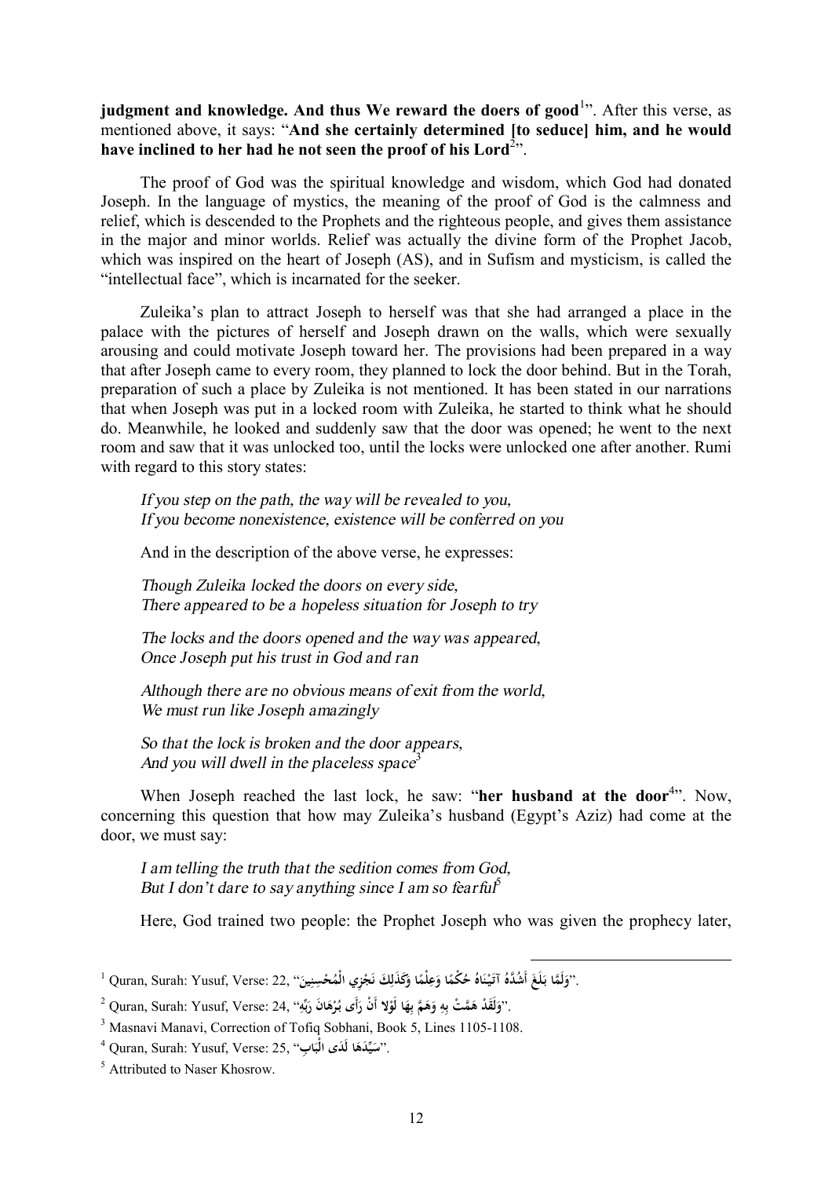**judgment and knowledge. And thus We reward the doers of good**[1]". After this verse, as mentioned above, it says: "**And she certainly determined [to seduce] him, and he would have inclined to her had he not seen the proof of his Lord**[2]".

The proof of God was the spiritual knowledge and wisdom, which God had donated Joseph. In the language of mystics, the meaning of the proof of God is the calmness and relief, which is descended to the Prophets and the righteous people, and gives them assistance in the major and minor worlds. Relief was actually the divine form of the Prophet Jacob, which was inspired on the heart of Joseph (AS), and in Sufism and mysticism, is called the "intellectual face", which is incarnated for the seeker.

Zuleika's plan to attract Joseph to herself was that she had arranged a place in the palace with the pictures of herself and Joseph drawn on the walls, which were sexually arousing and could motivate Joseph toward her. The provisions had been prepared in a way that after Joseph came to every room, they planned to lock the door behind. But in the Torah, preparation of such a place by Zuleika is not mentioned. It has been stated in our narrations that when Joseph was put in a locked room with Zuleika, he started to think what he should do. Meanwhile, he looked and suddenly saw that the door was opened; he went to the next room and saw that it was unlocked too, until the locks were unlocked one after another. Rumi with regard to this story states:

> *If you step on the path, the way will be revealed to you,*
> *If you become nonexistence, existence will be conferred on you*

And in the description of the above verse, he expresses:

> *Though Zuleika locked the doors on every side,*
> *There appeared to be a hopeless situation for Joseph to try*
>
> *The locks and the doors opened and the way was appeared,*
> *Once Joseph put his trust in God and ran*
>
> *Although there are no obvious means of exit from the world,*
> *We must run like Joseph amazingly*
>
> *So that the lock is broken and the door appears,*
> *And you will dwell in the placeless space*[3]

When Joseph reached the last lock, he saw: "**her husband at the door**[4]". Now, concerning this question that how may Zuleika's husband (Egypt's Aziz) had come at the door, we must say:

> *I am telling the truth that the sedition comes from God,*
> *But I don't dare to say anything since I am so fearful*[5]

Here, God trained two people: the Prophet Joseph who was given the prophecy later,

---

[1] Quran, Surah: Yusuf, Verse: 22, "وَلَمَّا بَلَغَ أَشُدَّهُ آتَيْنَاهُ حُكْمًا وَعِلْمًا وَكَذَٰلِكَ نَجْزِي الْمُحْسِنِينَ".

[2] Quran, Surah: Yusuf, Verse: 24, "وَلَقَدْ هَمَّتْ بِهِ وَهَمَّ بِهَا لَوْلَا أَنْ رَأَى بُرْهَانَ رَبِّهِ".

[3] Masnavi Manavi, Correction of Tofiq Sobhani, Book 5, Lines 1105-1108.

[4] Quran, Surah: Yusuf, Verse: 25, "سَيِّدَهَا لَدَى الْبَابِ".

[5] Attributed to Naser Khosrow.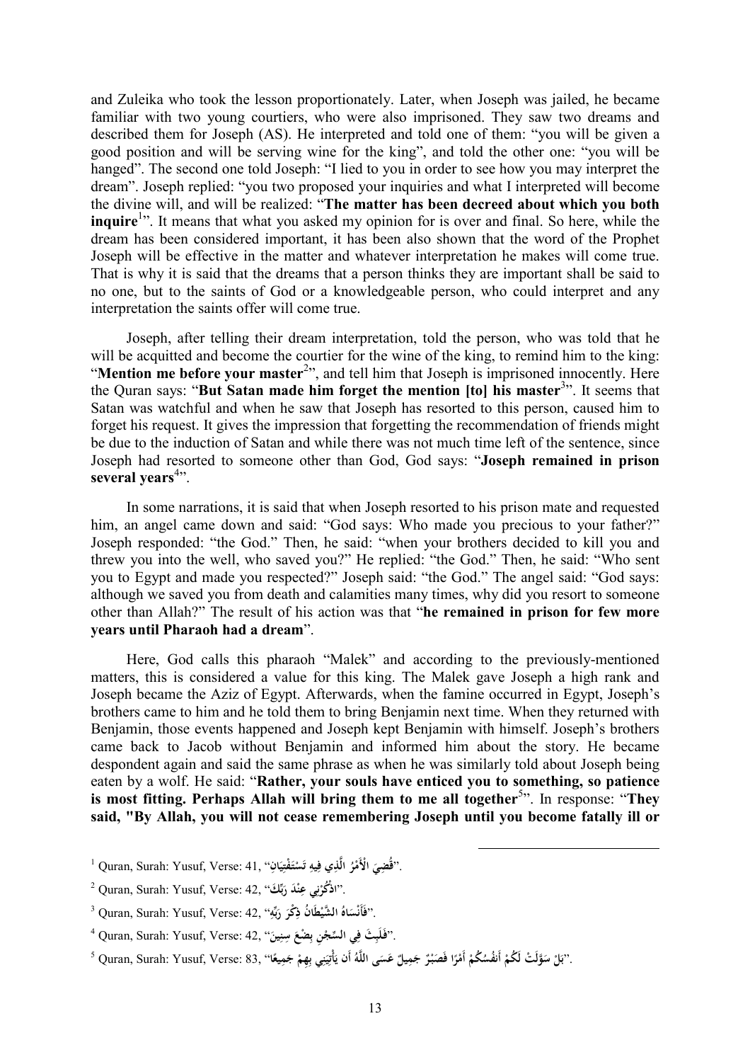and Zuleika who took the lesson proportionately. Later, when Joseph was jailed, he became familiar with two young courtiers, who were also imprisoned. They saw two dreams and described them for Joseph (AS). He interpreted and told one of them: "you will be given a good position and will be serving wine for the king", and told the other one: "you will be hanged". The second one told Joseph: "I lied to you in order to see how you may interpret the dream". Joseph replied: "you two proposed your inquiries and what I interpreted will become the divine will, and will be realized: "**The matter has been decreed about which you both inquire**[1]". It means that what you asked my opinion for is over and final. So here, while the dream has been considered important, it has been also shown that the word of the Prophet Joseph will be effective in the matter and whatever interpretation he makes will come true. That is why it is said that the dreams that a person thinks they are important shall be said to no one, but to the saints of God or a knowledgeable person, who could interpret and any interpretation the saints offer will come true.

Joseph, after telling their dream interpretation, told the person, who was told that he will be acquitted and become the courtier for the wine of the king, to remind him to the king: "**Mention me before your master**[2]", and tell him that Joseph is imprisoned innocently. Here the Quran says: "**But Satan made him forget the mention [to] his master**[3]". It seems that Satan was watchful and when he saw that Joseph has resorted to this person, caused him to forget his request. It gives the impression that forgetting the recommendation of friends might be due to the induction of Satan and while there was not much time left of the sentence, since Joseph had resorted to someone other than God, God says: "**Joseph remained in prison several years**[4]".

In some narrations, it is said that when Joseph resorted to his prison mate and requested him, an angel came down and said: "God says: Who made you precious to your father?" Joseph responded: "the God." Then, he said: "when your brothers decided to kill you and threw you into the well, who saved you?" He replied: "the God." Then, he said: "Who sent you to Egypt and made you respected?" Joseph said: "the God." The angel said: "God says: although we saved you from death and calamities many times, why did you resort to someone other than Allah?" The result of his action was that "**he remained in prison for few more years until Pharaoh had a dream**".

Here, God calls this pharaoh "Malek" and according to the previously-mentioned matters, this is considered a value for this king. The Malek gave Joseph a high rank and Joseph became the Aziz of Egypt. Afterwards, when the famine occurred in Egypt, Joseph's brothers came to him and he told them to bring Benjamin next time. When they returned with Benjamin, those events happened and Joseph kept Benjamin with himself. Joseph's brothers came back to Jacob without Benjamin and informed him about the story. He became despondent again and said the same phrase as when he was similarly told about Joseph being eaten by a wolf. He said: "**Rather, your souls have enticed you to something, so patience is most fitting. Perhaps Allah will bring them to me all together**[5]". In response: "**They said, "By Allah, you will not cease remembering Joseph until you become fatally ill or**

---

[1] Quran, Surah: Yusuf, Verse: 41, "قُضِيَ الْأَمْرُ الَّذِي فِيهِ تَسْتَفْتِيَانِ".

[2] Quran, Surah: Yusuf, Verse: 42, "اذْكُرْنِي عِنْدَ رَبِّكَ".

[3] Quran, Surah: Yusuf, Verse: 42, "فَأَنْسَاهُ الشَّيْطَانُ ذِكْرَ رَبِّهِ".

[4] Quran, Surah: Yusuf, Verse: 42, "فَلَبِثَ فِي السِّجْنِ بِضْعَ سِنِينَ".

[5] Quran, Surah: Yusuf, Verse: 83, "بَلْ سَوَّلَتْ لَكُمْ أَنفُسُكُمْ أَمْرًا فَصَبْرٌ جَمِيلٌ عَسَى اللَّهُ أَن يَأْتِيَنِي بِهِمْ جَمِيعًا".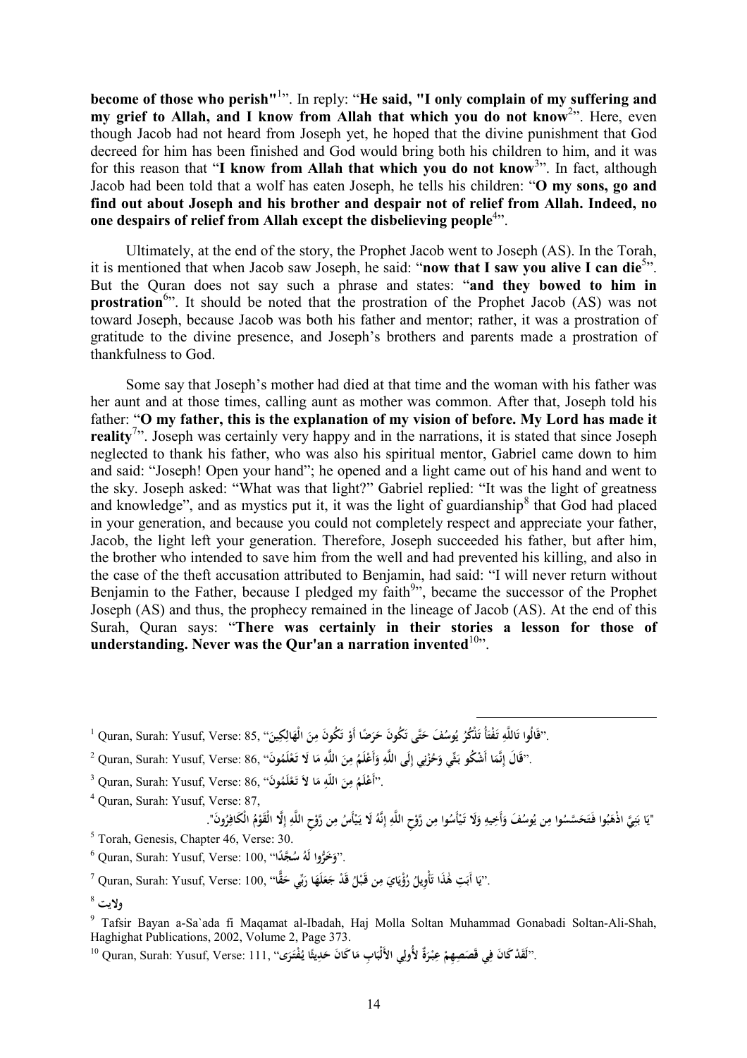**become of those who perish"**[1]". In reply: "**He said, "I only complain of my suffering and my grief to Allah, and I know from Allah that which you do not know**[2]". Here, even though Jacob had not heard from Joseph yet, he hoped that the divine punishment that God decreed for him has been finished and God would bring both his children to him, and it was for this reason that "**I know from Allah that which you do not know**[3]". In fact, although Jacob had been told that a wolf has eaten Joseph, he tells his children: "**O my sons, go and find out about Joseph and his brother and despair not of relief from Allah. Indeed, no one despairs of relief from Allah except the disbelieving people**[4]".

Ultimately, at the end of the story, the Prophet Jacob went to Joseph (AS). In the Torah, it is mentioned that when Jacob saw Joseph, he said: "**now that I saw you alive I can die**[5]". But the Quran does not say such a phrase and states: "**and they bowed to him in prostration**[6]". It should be noted that the prostration of the Prophet Jacob (AS) was not toward Joseph, because Jacob was both his father and mentor; rather, it was a prostration of gratitude to the divine presence, and Joseph's brothers and parents made a prostration of thankfulness to God.

Some say that Joseph's mother had died at that time and the woman with his father was her aunt and at those times, calling aunt as mother was common. After that, Joseph told his father: "**O my father, this is the explanation of my vision of before. My Lord has made it reality**[7]". Joseph was certainly very happy and in the narrations, it is stated that since Joseph neglected to thank his father, who was also his spiritual mentor, Gabriel came down to him and said: "Joseph! Open your hand"; he opened and a light came out of his hand and went to the sky. Joseph asked: "What was that light?" Gabriel replied: "It was the light of greatness and knowledge", and as mystics put it, it was the light of guardianship[8] that God had placed in your generation, and because you could not completely respect and appreciate your father, Jacob, the light left your generation. Therefore, Joseph succeeded his father, but after him, the brother who intended to save him from the well and had prevented his killing, and also in the case of the theft accusation attributed to Benjamin, had said: "I will never return without Benjamin to the Father, because I pledged my faith[9]", became the successor of the Prophet Joseph (AS) and thus, the prophecy remained in the lineage of Jacob (AS). At the end of this Surah, Quran says: "**There was certainly in their stories a lesson for those of understanding. Never was the Qur'an a narration invented**[10]".

---

[1] Quran, Surah: Yusuf, Verse: 85, "قَالُوا تَاللَّهِ تَفْتَأُ تَذْكُرُ يُوسُفَ حَتَّى تَكُونَ حَرَضًا أَوْ تَكُونَ مِنَ الْهَالِكِينَ".

[2] Quran, Surah: Yusuf, Verse: 86, "قَالَ إِنَّمَا أَشْكُو بَثِّي وَحُزْنِي إِلَى اللَّهِ وَأَعْلَمُ مِنَ اللَّهِ مَا لَا تَعْلَمُونَ".

[3] Quran, Surah: Yusuf, Verse: 86, "أَعْلَمُ مِنَ اللَّهِ مَا لاَ تَعْلَمُونَ".

[4] Quran, Surah: Yusuf, Verse: 87,
"يَا بَنِيَّ اذْهَبُوا فَتَحَسَّسُوا مِن يُوسُفَ وَأَخِيهِ وَلَا تَيْأَسُوا مِن رَّوْحِ اللَّهِ إِنَّهُ لَا يَيْأَسُ مِن رَّوْحِ اللَّهِ إِلَّا الْقَوْمُ الْكَافِرُونَ".

[5] Torah, Genesis, Chapter 46, Verse: 30.

[6] Quran, Surah: Yusuf, Verse: 100, "وَخَرُّوا لَهُ سُجَّدًا".

[7] Quran, Surah: Yusuf, Verse: 100, "يَا أَبَتِ هَٰذَا تَأْوِيلُ رُؤْيَايَ مِن قَبْلُ قَدْ جَعَلَهَا رَبِّي حَقًّا".

[8] ولايت

[9] Tafsir Bayan a-Sa`ada fi Maqamat al-Ibadah, Haj Molla Soltan Muhammad Gonabadi Soltan-Ali-Shah, Haghighat Publications, 2002, Volume 2, Page 373.

[10] Quran, Surah: Yusuf, Verse: 111, "لَقَدْ كَانَ فِي قَصَصِهِمْ عِبْرَةٌ لأُولِي الأَلْبَابِ مَا كَانَ حَدِيثًا يُفْتَرَى".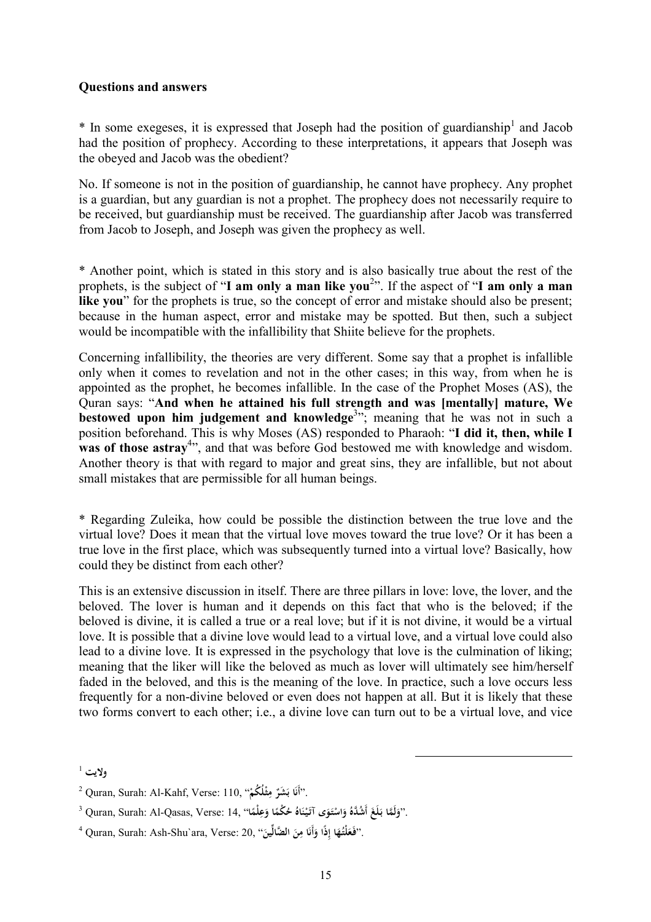**Questions and answers**

* In some exegeses, it is expressed that Joseph had the position of guardianship[1] and Jacob had the position of prophecy. According to these interpretations, it appears that Joseph was the obeyed and Jacob was the obedient?

No. If someone is not in the position of guardianship, he cannot have prophecy. Any prophet is a guardian, but any guardian is not a prophet. The prophecy does not necessarily require to be received, but guardianship must be received. The guardianship after Jacob was transferred from Jacob to Joseph, and Joseph was given the prophecy as well.

* Another point, which is stated in this story and is also basically true about the rest of the prophets, is the subject of "**I am only a man like you**[2]". If the aspect of "**I am only a man like you**" for the prophets is true, so the concept of error and mistake should also be present; because in the human aspect, error and mistake may be spotted. But then, such a subject would be incompatible with the infallibility that Shiite believe for the prophets.

Concerning infallibility, the theories are very different. Some say that a prophet is infallible only when it comes to revelation and not in the other cases; in this way, from when he is appointed as the prophet, he becomes infallible. In the case of the Prophet Moses (AS), the Quran says: "**And when he attained his full strength and was [mentally] mature, We bestowed upon him judgement and knowledge**[3]"; meaning that he was not in such a position beforehand. This is why Moses (AS) responded to Pharaoh: "**I did it, then, while I was of those astray**[4]", and that was before God bestowed me with knowledge and wisdom. Another theory is that with regard to major and great sins, they are infallible, but not about small mistakes that are permissible for all human beings.

* Regarding Zuleika, how could be possible the distinction between the true love and the virtual love? Does it mean that the virtual love moves toward the true love? Or it has been a true love in the first place, which was subsequently turned into a virtual love? Basically, how could they be distinct from each other?

This is an extensive discussion in itself. There are three pillars in love: love, the lover, and the beloved. The lover is human and it depends on this fact that who is the beloved; if the beloved is divine, it is called a true or a real love; but if it is not divine, it would be a virtual love. It is possible that a divine love would lead to a virtual love, and a virtual love could also lead to a divine love. It is expressed in the psychology that love is the culmination of liking; meaning that the liker will like the beloved as much as lover will ultimately see him/herself faded in the beloved, and this is the meaning of the love. In practice, such a love occurs less frequently for a non-divine beloved or even does not happen at all. But it is likely that these two forms convert to each other; i.e., a divine love can turn out to be a virtual love, and vice

---

[1] ولايت

[2] Quran, Surah: Al-Kahf, Verse: 110, "أَنَا بَشَرٌ مِثْلُكُمْ".

[3] Quran, Surah: Al-Qasas, Verse: 14, "وَلَمَّا بَلَغَ أَشُدَّهُ وَاسْتَوَى آتَيْنَاهُ حُكْمًا وَعِلْمًا".

[4] Quran, Surah: Ash-Shu`ara, Verse: 20, "فَعَلْتُهَا إِذًا وَأَنَا مِنَ الضَّالِّينَ".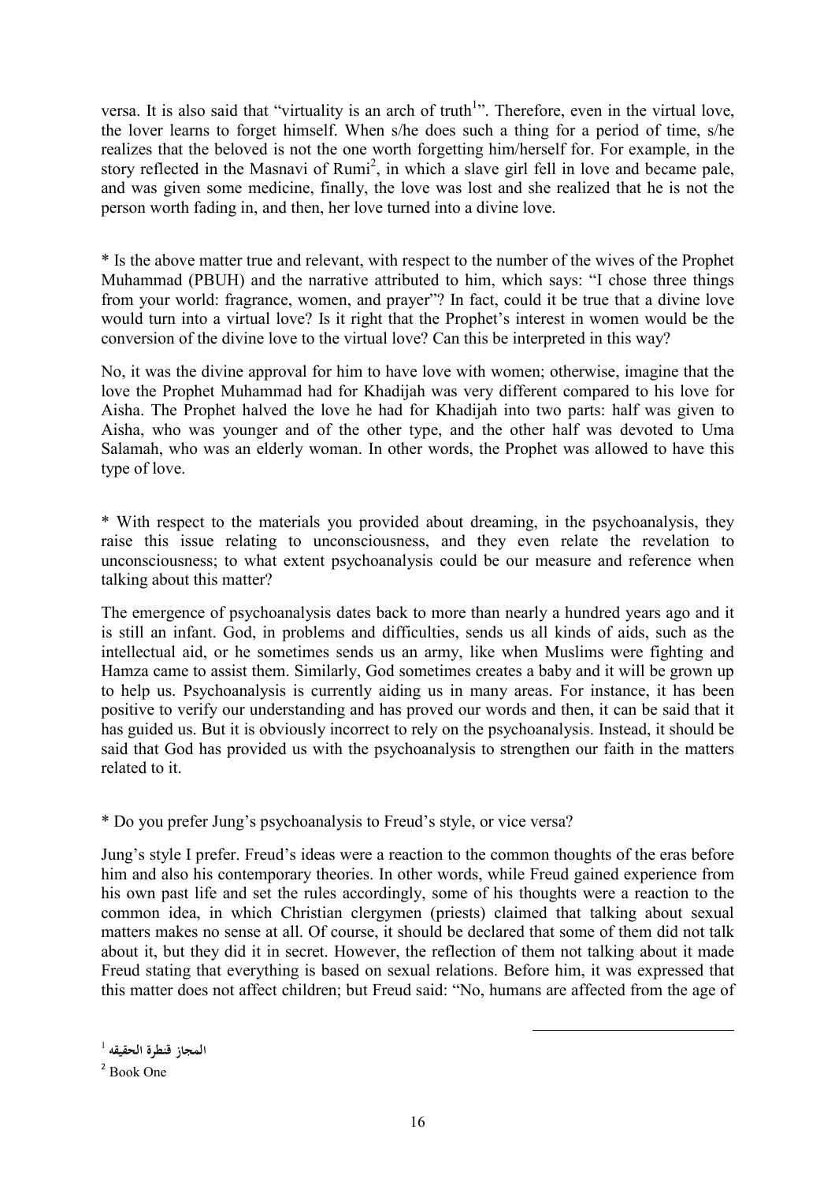versa. It is also said that "virtuality is an arch of truth[1]". Therefore, even in the virtual love, the lover learns to forget himself. When s/he does such a thing for a period of time, s/he realizes that the beloved is not the one worth forgetting him/herself for. For example, in the story reflected in the Masnavi of Rumi[2], in which a slave girl fell in love and became pale, and was given some medicine, finally, the love was lost and she realized that he is not the person worth fading in, and then, her love turned into a divine love.

* Is the above matter true and relevant, with respect to the number of the wives of the Prophet Muhammad (PBUH) and the narrative attributed to him, which says: "I chose three things from your world: fragrance, women, and prayer"? In fact, could it be true that a divine love would turn into a virtual love? Is it right that the Prophet's interest in women would be the conversion of the divine love to the virtual love? Can this be interpreted in this way?

No, it was the divine approval for him to have love with women; otherwise, imagine that the love the Prophet Muhammad had for Khadijah was very different compared to his love for Aisha. The Prophet halved the love he had for Khadijah into two parts: half was given to Aisha, who was younger and of the other type, and the other half was devoted to Uma Salamah, who was an elderly woman. In other words, the Prophet was allowed to have this type of love.

* With respect to the materials you provided about dreaming, in the psychoanalysis, they raise this issue relating to unconsciousness, and they even relate the revelation to unconsciousness; to what extent psychoanalysis could be our measure and reference when talking about this matter?

The emergence of psychoanalysis dates back to more than nearly a hundred years ago and it is still an infant. God, in problems and difficulties, sends us all kinds of aids, such as the intellectual aid, or he sometimes sends us an army, like when Muslims were fighting and Hamza came to assist them. Similarly, God sometimes creates a baby and it will be grown up to help us. Psychoanalysis is currently aiding us in many areas. For instance, it has been positive to verify our understanding and has proved our words and then, it can be said that it has guided us. But it is obviously incorrect to rely on the psychoanalysis. Instead, it should be said that God has provided us with the psychoanalysis to strengthen our faith in the matters related to it.

* Do you prefer Jung's psychoanalysis to Freud's style, or vice versa?

Jung's style I prefer. Freud's ideas were a reaction to the common thoughts of the eras before him and also his contemporary theories. In other words, while Freud gained experience from his own past life and set the rules accordingly, some of his thoughts were a reaction to the common idea, in which Christian clergymen (priests) claimed that talking about sexual matters makes no sense at all. Of course, it should be declared that some of them did not talk about it, but they did it in secret. However, the reflection of them not talking about it made Freud stating that everything is based on sexual relations. Before him, it was expressed that this matter does not affect children; but Freud said: "No, humans are affected from the age of

---

[1] المجاز قنطرة الحقيقه

[2] Book One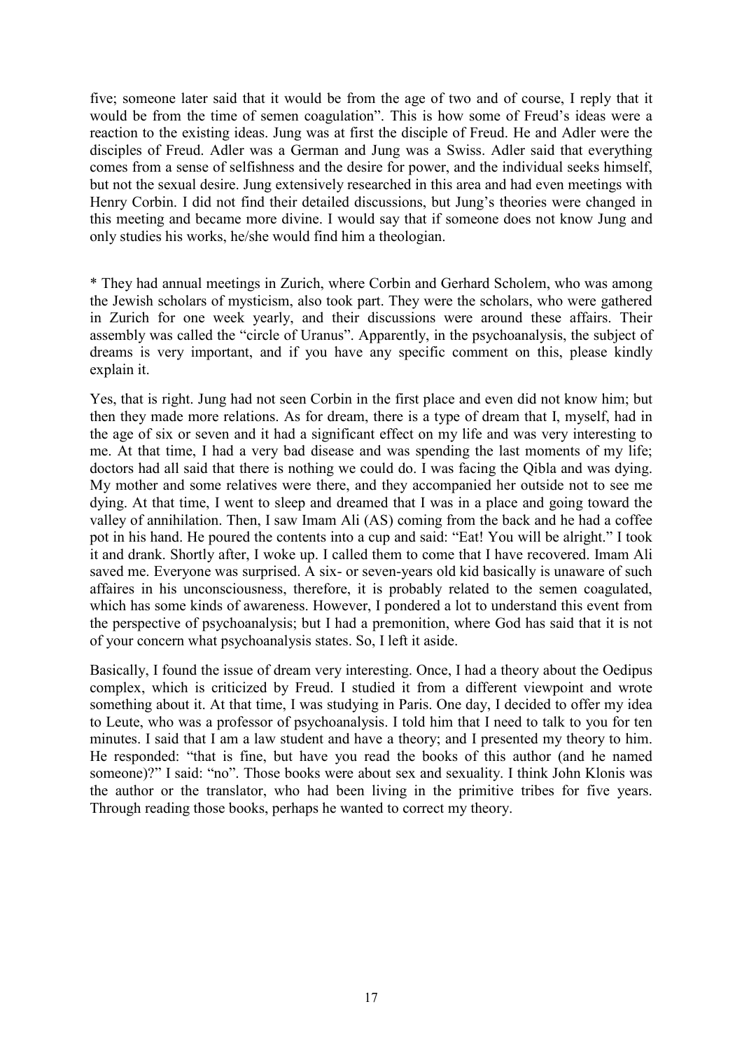five; someone later said that it would be from the age of two and of course, I reply that it would be from the time of semen coagulation". This is how some of Freud's ideas were a reaction to the existing ideas. Jung was at first the disciple of Freud. He and Adler were the disciples of Freud. Adler was a German and Jung was a Swiss. Adler said that everything comes from a sense of selfishness and the desire for power, and the individual seeks himself, but not the sexual desire. Jung extensively researched in this area and had even meetings with Henry Corbin. I did not find their detailed discussions, but Jung's theories were changed in this meeting and became more divine. I would say that if someone does not know Jung and only studies his works, he/she would find him a theologian.

* They had annual meetings in Zurich, where Corbin and Gerhard Scholem, who was among the Jewish scholars of mysticism, also took part. They were the scholars, who were gathered in Zurich for one week yearly, and their discussions were around these affairs. Their assembly was called the "circle of Uranus". Apparently, in the psychoanalysis, the subject of dreams is very important, and if you have any specific comment on this, please kindly explain it.

Yes, that is right. Jung had not seen Corbin in the first place and even did not know him; but then they made more relations. As for dream, there is a type of dream that I, myself, had in the age of six or seven and it had a significant effect on my life and was very interesting to me. At that time, I had a very bad disease and was spending the last moments of my life; doctors had all said that there is nothing we could do. I was facing the Qibla and was dying. My mother and some relatives were there, and they accompanied her outside not to see me dying. At that time, I went to sleep and dreamed that I was in a place and going toward the valley of annihilation. Then, I saw Imam Ali (AS) coming from the back and he had a coffee pot in his hand. He poured the contents into a cup and said: "Eat! You will be alright." I took it and drank. Shortly after, I woke up. I called them to come that I have recovered. Imam Ali saved me. Everyone was surprised. A six- or seven-years old kid basically is unaware of such affaires in his unconsciousness, therefore, it is probably related to the semen coagulated, which has some kinds of awareness. However, I pondered a lot to understand this event from the perspective of psychoanalysis; but I had a premonition, where God has said that it is not of your concern what psychoanalysis states. So, I left it aside.

Basically, I found the issue of dream very interesting. Once, I had a theory about the Oedipus complex, which is criticized by Freud. I studied it from a different viewpoint and wrote something about it. At that time, I was studying in Paris. One day, I decided to offer my idea to Leute, who was a professor of psychoanalysis. I told him that I need to talk to you for ten minutes. I said that I am a law student and have a theory; and I presented my theory to him. He responded: "that is fine, but have you read the books of this author (and he named someone)?" I said: "no". Those books were about sex and sexuality. I think John Klonis was the author or the translator, who had been living in the primitive tribes for five years. Through reading those books, perhaps he wanted to correct my theory.